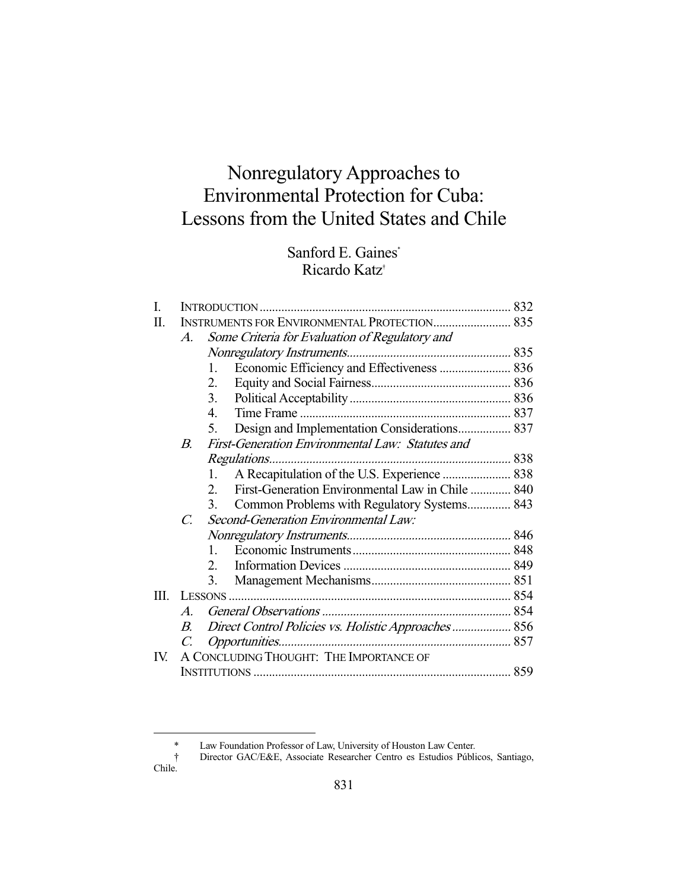# Nonregulatory Approaches to Environmental Protection for Cuba: Lessons from the United States and Chile

Sanford E. Gaines*
Ricardo Katz†

I. INTRODUCTION ................................................................................ 832
II. INSTRUMENTS FOR ENVIRONMENTAL PROTECTION......................... 835
  A. *Some Criteria for Evaluation of Regulatory and Nonregulatory Instruments*..................................................... 835
    1. Economic Efficiency and Effectiveness ....................... 836
    2. Equity and Social Fairness............................................ 836
    3. Political Acceptability.................................................... 836
    4. Time Frame .................................................................... 837
    5. Design and Implementation Considerations................. 837
  B. *First-Generation Environmental Law: Statutes and Regulations*............................................................................. 838
    1. A Recapitulation of the U.S. Experience ...................... 838
    2. First-Generation Environmental Law in Chile ............. 840
    3. Common Problems with Regulatory Systems.............. 843
  C. *Second-Generation Environmental Law: Nonregulatory Instruments*..................................................... 846
    1. Economic Instruments................................................... 848
    2. Information Devices ...................................................... 849
    3. Management Mechanisms............................................. 851
III. LESSONS ........................................................................................... 854
  A. *General Observations* ............................................................. 854
  B. *Direct Control Policies vs. Holistic Approaches* ................... 856
  C. *Opportunities*........................................................................... 857
IV. A CONCLUDING THOUGHT: THE IMPORTANCE OF INSTITUTIONS .................................................................................. 859

---

\* Law Foundation Professor of Law, University of Houston Law Center.

† Director GAC/E&E, Associate Researcher Centro es Estudios Públicos, Santiago, Chile.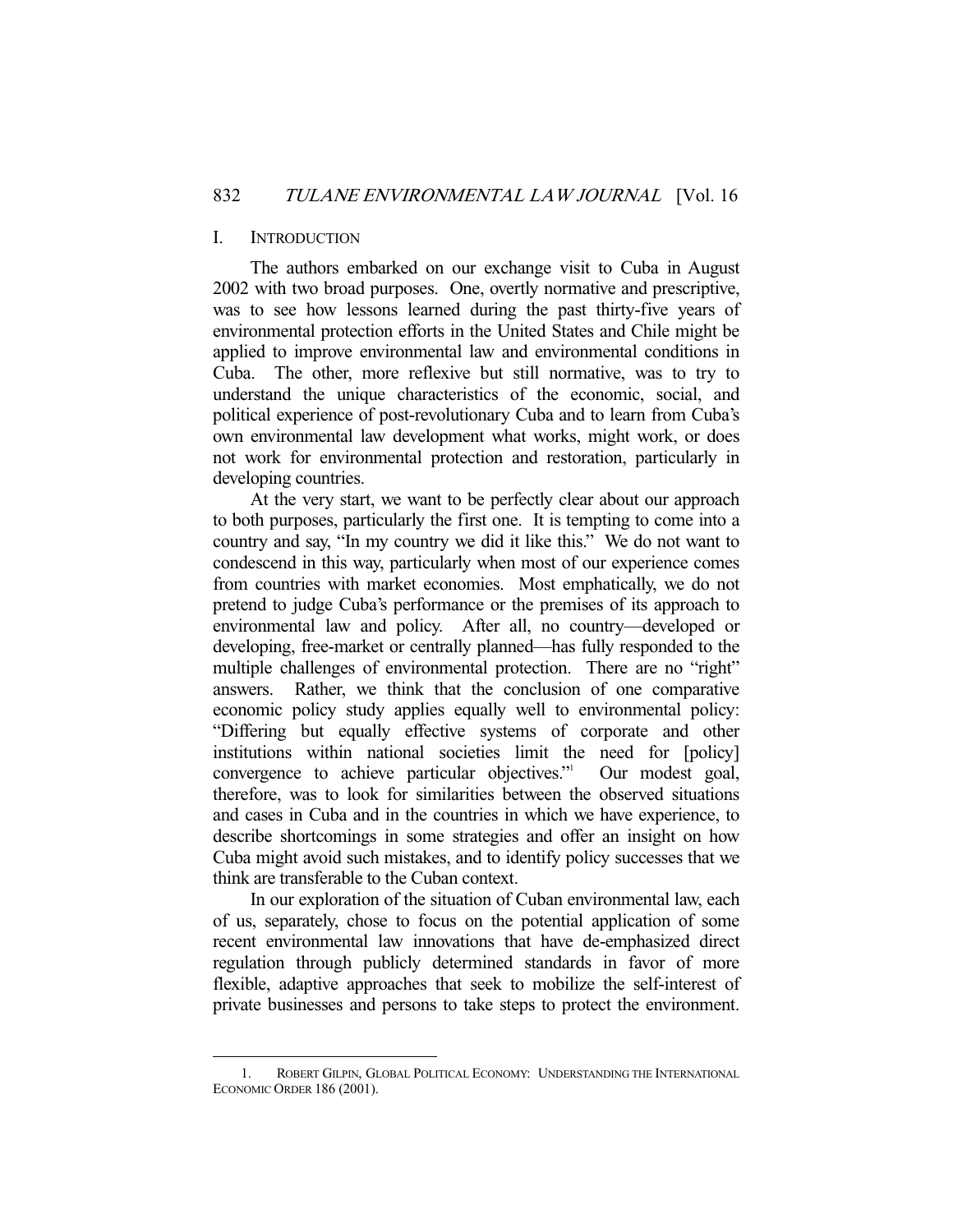## I. INTRODUCTION

The authors embarked on our exchange visit to Cuba in August 2002 with two broad purposes. One, overtly normative and prescriptive, was to see how lessons learned during the past thirty-five years of environmental protection efforts in the United States and Chile might be applied to improve environmental law and environmental conditions in Cuba. The other, more reflexive but still normative, was to try to understand the unique characteristics of the economic, social, and political experience of post-revolutionary Cuba and to learn from Cuba's own environmental law development what works, might work, or does not work for environmental protection and restoration, particularly in developing countries.

At the very start, we want to be perfectly clear about our approach to both purposes, particularly the first one. It is tempting to come into a country and say, "In my country we did it like this." We do not want to condescend in this way, particularly when most of our experience comes from countries with market economies. Most emphatically, we do not pretend to judge Cuba's performance or the premises of its approach to environmental law and policy. After all, no country—developed or developing, free-market or centrally planned—has fully responded to the multiple challenges of environmental protection. There are no "right" answers. Rather, we think that the conclusion of one comparative economic policy study applies equally well to environmental policy: "Differing but equally effective systems of corporate and other institutions within national societies limit the need for [policy] convergence to achieve particular objectives."[1] Our modest goal, therefore, was to look for similarities between the observed situations and cases in Cuba and in the countries in which we have experience, to describe shortcomings in some strategies and offer an insight on how Cuba might avoid such mistakes, and to identify policy successes that we think are transferable to the Cuban context.

In our exploration of the situation of Cuban environmental law, each of us, separately, chose to focus on the potential application of some recent environmental law innovations that have de-emphasized direct regulation through publicly determined standards in favor of more flexible, adaptive approaches that seek to mobilize the self-interest of private businesses and persons to take steps to protect the environment.

---

1. ROBERT GILPIN, GLOBAL POLITICAL ECONOMY: UNDERSTANDING THE INTERNATIONAL ECONOMIC ORDER 186 (2001).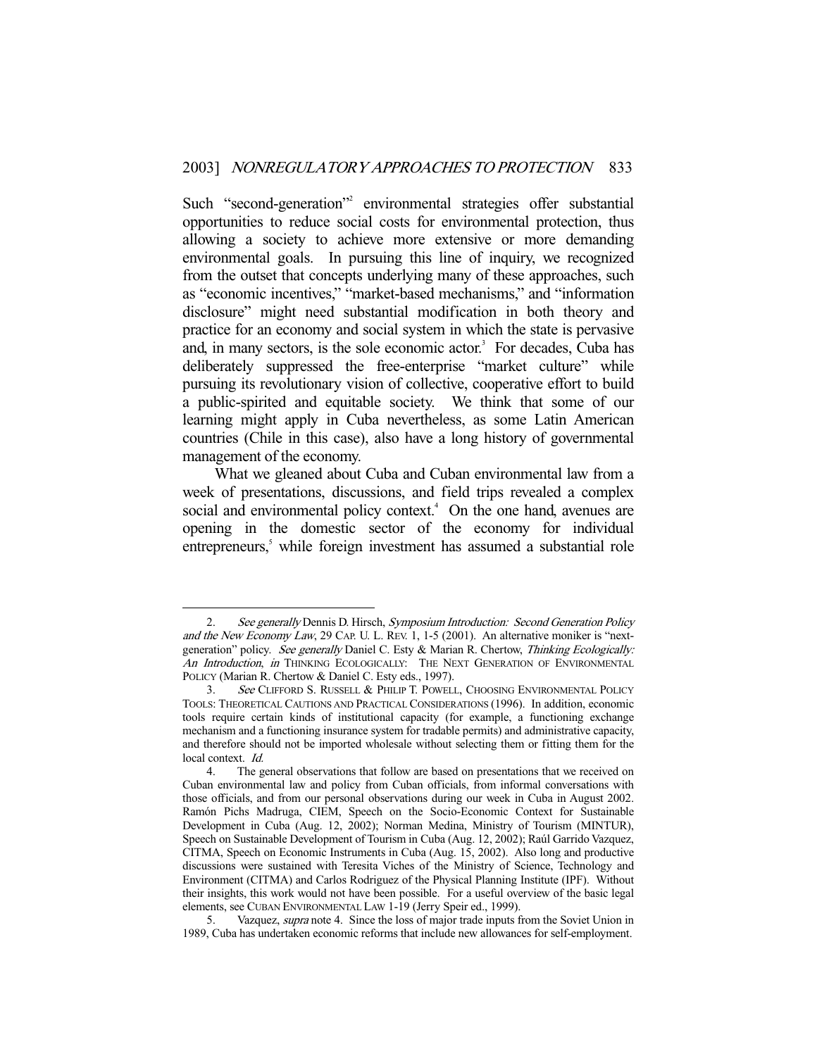Such "second-generation"[2] environmental strategies offer substantial opportunities to reduce social costs for environmental protection, thus allowing a society to achieve more extensive or more demanding environmental goals. In pursuing this line of inquiry, we recognized from the outset that concepts underlying many of these approaches, such as "economic incentives," "market-based mechanisms," and "information disclosure" might need substantial modification in both theory and practice for an economy and social system in which the state is pervasive and, in many sectors, is the sole economic actor.[3] For decades, Cuba has deliberately suppressed the free-enterprise "market culture" while pursuing its revolutionary vision of collective, cooperative effort to build a public-spirited and equitable society. We think that some of our learning might apply in Cuba nevertheless, as some Latin American countries (Chile in this case), also have a long history of governmental management of the economy.

What we gleaned about Cuba and Cuban environmental law from a week of presentations, discussions, and field trips revealed a complex social and environmental policy context.[4] On the one hand, avenues are opening in the domestic sector of the economy for individual entrepreneurs,[5] while foreign investment has assumed a substantial role

---

2. *See generally* Dennis D. Hirsch, *Symposium Introduction: Second Generation Policy and the New Economy Law*, 29 CAP. U. L. REV. 1, 1-5 (2001). An alternative moniker is "next-generation" policy. *See generally* Daniel C. Esty & Marian R. Chertow, *Thinking Ecologically: An Introduction*, *in* THINKING ECOLOGICALLY: THE NEXT GENERATION OF ENVIRONMENTAL POLICY (Marian R. Chertow & Daniel C. Esty eds., 1997).

3. *See* CLIFFORD S. RUSSELL & PHILIP T. POWELL, CHOOSING ENVIRONMENTAL POLICY TOOLS: THEORETICAL CAUTIONS AND PRACTICAL CONSIDERATIONS (1996). In addition, economic tools require certain kinds of institutional capacity (for example, a functioning exchange mechanism and a functioning insurance system for tradable permits) and administrative capacity, and therefore should not be imported wholesale without selecting them or fitting them for the local context. *Id.*

4. The general observations that follow are based on presentations that we received on Cuban environmental law and policy from Cuban officials, from informal conversations with those officials, and from our personal observations during our week in Cuba in August 2002. Ramón Pichs Madruga, CIEM, Speech on the Socio-Economic Context for Sustainable Development in Cuba (Aug. 12, 2002); Norman Medina, Ministry of Tourism (MINTUR), Speech on Sustainable Development of Tourism in Cuba (Aug. 12, 2002); Raúl Garrido Vazquez, CITMA, Speech on Economic Instruments in Cuba (Aug. 15, 2002). Also long and productive discussions were sustained with Teresita Viches of the Ministry of Science, Technology and Environment (CITMA) and Carlos Rodriguez of the Physical Planning Institute (IPF). Without their insights, this work would not have been possible. For a useful overview of the basic legal elements, see CUBAN ENVIRONMENTAL LAW 1-19 (Jerry Speir ed., 1999).

5. Vazquez, *supra* note 4. Since the loss of major trade inputs from the Soviet Union in 1989, Cuba has undertaken economic reforms that include new allowances for self-employment.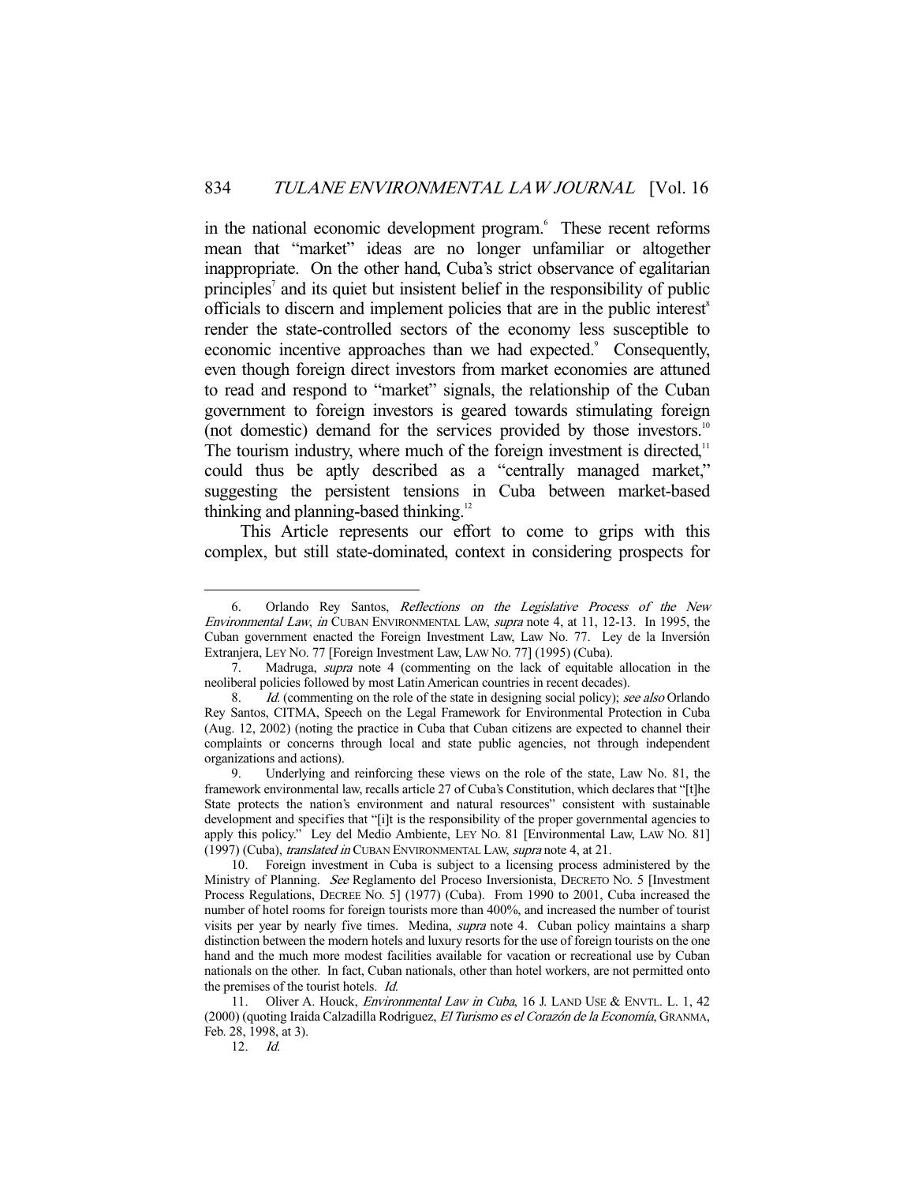in the national economic development program.[6] These recent reforms mean that "market" ideas are no longer unfamiliar or altogether inappropriate. On the other hand, Cuba's strict observance of egalitarian principles[7] and its quiet but insistent belief in the responsibility of public officials to discern and implement policies that are in the public interest[8] render the state-controlled sectors of the economy less susceptible to economic incentive approaches than we had expected.[9] Consequently, even though foreign direct investors from market economies are attuned to read and respond to "market" signals, the relationship of the Cuban government to foreign investors is geared towards stimulating foreign (not domestic) demand for the services provided by those investors.[10] The tourism industry, where much of the foreign investment is directed,[11] could thus be aptly described as a "centrally managed market," suggesting the persistent tensions in Cuba between market-based thinking and planning-based thinking.[12]

This Article represents our effort to come to grips with this complex, but still state-dominated, context in considering prospects for

---

6. Orlando Rey Santos, *Reflections on the Legislative Process of the New Environmental Law*, *in* CUBAN ENVIRONMENTAL LAW, *supra* note 4, at 11, 12-13. In 1995, the Cuban government enacted the Foreign Investment Law, Law No. 77. Ley de la Inversión Extranjera, LEY NO. 77 [Foreign Investment Law, LAW NO. 77] (1995) (Cuba).

7. Madruga, *supra* note 4 (commenting on the lack of equitable allocation in the neoliberal policies followed by most Latin American countries in recent decades).

8. *Id.* (commenting on the role of the state in designing social policy); *see also* Orlando Rey Santos, CITMA, Speech on the Legal Framework for Environmental Protection in Cuba (Aug. 12, 2002) (noting the practice in Cuba that Cuban citizens are expected to channel their complaints or concerns through local and state public agencies, not through independent organizations and actions).

9. Underlying and reinforcing these views on the role of the state, Law No. 81, the framework environmental law, recalls article 27 of Cuba's Constitution, which declares that "[t]he State protects the nation's environment and natural resources" consistent with sustainable development and specifies that "[i]t is the responsibility of the proper governmental agencies to apply this policy." Ley del Medio Ambiente, LEY NO. 81 [Environmental Law, LAW NO. 81] (1997) (Cuba), *translated in* CUBAN ENVIRONMENTAL LAW, *supra* note 4, at 21.

10. Foreign investment in Cuba is subject to a licensing process administered by the Ministry of Planning. *See* Reglamento del Proceso Inversionista, DECRETO NO. 5 [Investment Process Regulations, DECREE NO. 5] (1977) (Cuba). From 1990 to 2001, Cuba increased the number of hotel rooms for foreign tourists more than 400%, and increased the number of tourist visits per year by nearly five times. Medina, *supra* note 4. Cuban policy maintains a sharp distinction between the modern hotels and luxury resorts for the use of foreign tourists on the one hand and the much more modest facilities available for vacation or recreational use by Cuban nationals on the other. In fact, Cuban nationals, other than hotel workers, are not permitted onto the premises of the tourist hotels. *Id.*

11. Oliver A. Houck, *Environmental Law in Cuba*, 16 J. LAND USE & ENVTL. L. 1, 42 (2000) (quoting Iraida Calzadilla Rodriguez, *El Turismo es el Corazón de la Economía*, GRANMA, Feb. 28, 1998, at 3).

12. *Id.*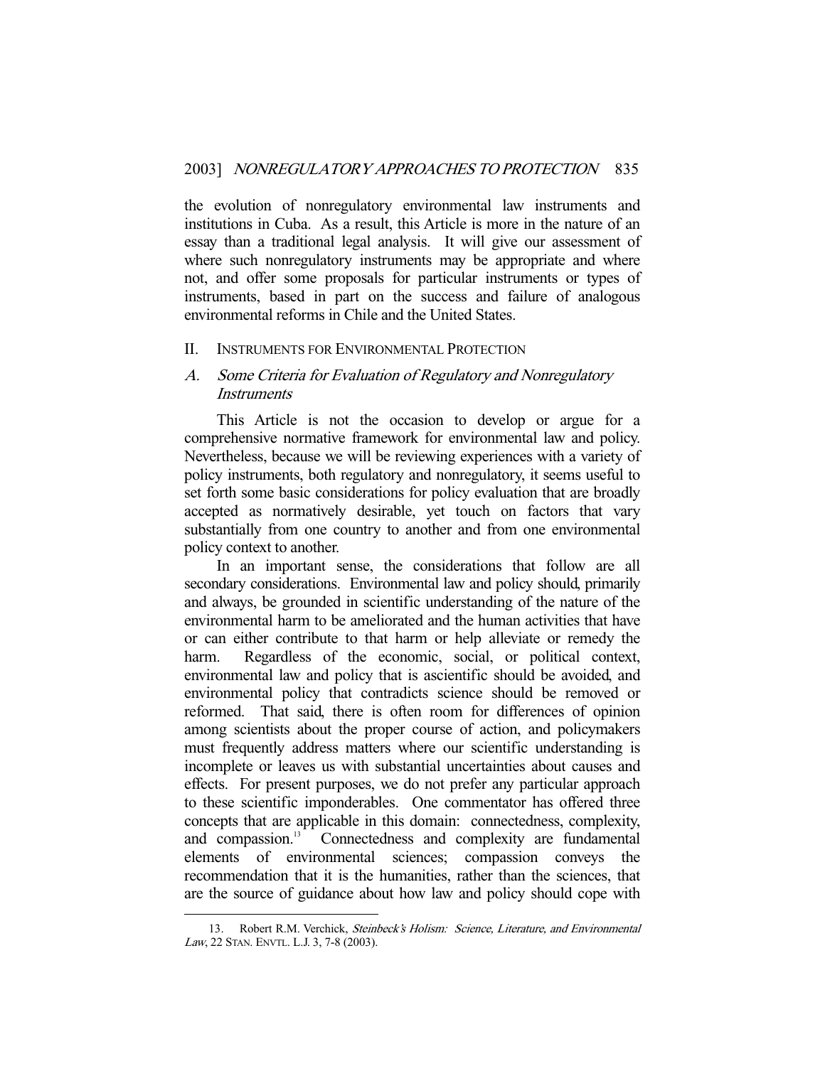the evolution of nonregulatory environmental law instruments and institutions in Cuba. As a result, this Article is more in the nature of an essay than a traditional legal analysis. It will give our assessment of where such nonregulatory instruments may be appropriate and where not, and offer some proposals for particular instruments or types of instruments, based in part on the success and failure of analogous environmental reforms in Chile and the United States.

## II. INSTRUMENTS FOR ENVIRONMENTAL PROTECTION

### *A. Some Criteria for Evaluation of Regulatory and Nonregulatory Instruments*

This Article is not the occasion to develop or argue for a comprehensive normative framework for environmental law and policy. Nevertheless, because we will be reviewing experiences with a variety of policy instruments, both regulatory and nonregulatory, it seems useful to set forth some basic considerations for policy evaluation that are broadly accepted as normatively desirable, yet touch on factors that vary substantially from one country to another and from one environmental policy context to another.

In an important sense, the considerations that follow are all secondary considerations. Environmental law and policy should, primarily and always, be grounded in scientific understanding of the nature of the environmental harm to be ameliorated and the human activities that have or can either contribute to that harm or help alleviate or remedy the harm. Regardless of the economic, social, or political context, environmental law and policy that is ascientific should be avoided, and environmental policy that contradicts science should be removed or reformed. That said, there is often room for differences of opinion among scientists about the proper course of action, and policymakers must frequently address matters where our scientific understanding is incomplete or leaves us with substantial uncertainties about causes and effects. For present purposes, we do not prefer any particular approach to these scientific imponderables. One commentator has offered three concepts that are applicable in this domain: connectedness, complexity, and compassion.[13] Connectedness and complexity are fundamental elements of environmental sciences; compassion conveys the recommendation that it is the humanities, rather than the sciences, that are the source of guidance about how law and policy should cope with

---

13. Robert R.M. Verchick, *Steinbeck's Holism: Science, Literature, and Environmental Law*, 22 STAN. ENVTL. L.J. 3, 7-8 (2003).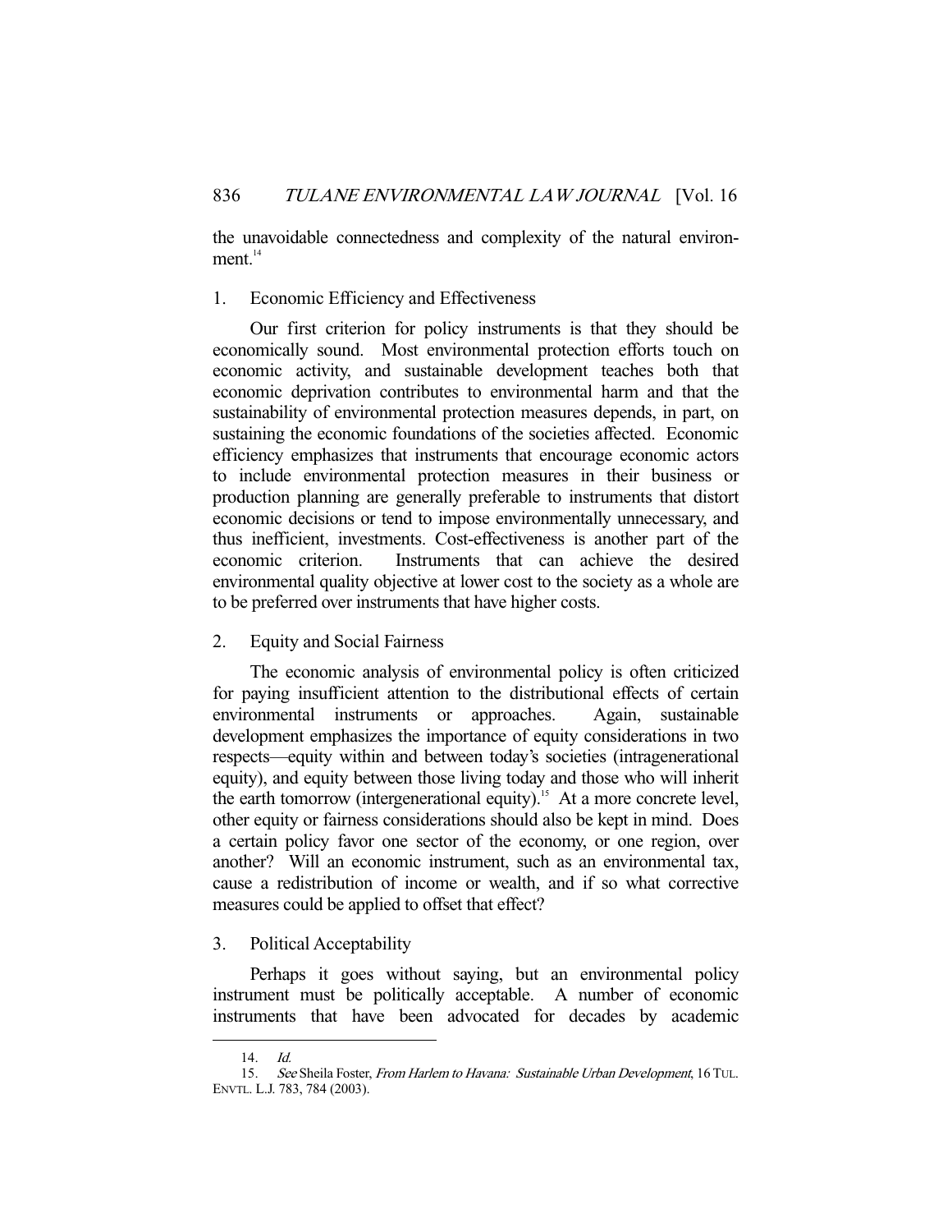the unavoidable connectedness and complexity of the natural environment.[14]

### 1. Economic Efficiency and Effectiveness

Our first criterion for policy instruments is that they should be economically sound. Most environmental protection efforts touch on economic activity, and sustainable development teaches both that economic deprivation contributes to environmental harm and that the sustainability of environmental protection measures depends, in part, on sustaining the economic foundations of the societies affected. Economic efficiency emphasizes that instruments that encourage economic actors to include environmental protection measures in their business or production planning are generally preferable to instruments that distort economic decisions or tend to impose environmentally unnecessary, and thus inefficient, investments. Cost-effectiveness is another part of the economic criterion. Instruments that can achieve the desired environmental quality objective at lower cost to the society as a whole are to be preferred over instruments that have higher costs.

### 2. Equity and Social Fairness

The economic analysis of environmental policy is often criticized for paying insufficient attention to the distributional effects of certain environmental instruments or approaches. Again, sustainable development emphasizes the importance of equity considerations in two respects—equity within and between today's societies (intragenerational equity), and equity between those living today and those who will inherit the earth tomorrow (intergenerational equity).[15] At a more concrete level, other equity or fairness considerations should also be kept in mind. Does a certain policy favor one sector of the economy, or one region, over another? Will an economic instrument, such as an environmental tax, cause a redistribution of income or wealth, and if so what corrective measures could be applied to offset that effect?

### 3. Political Acceptability

Perhaps it goes without saying, but an environmental policy instrument must be politically acceptable. A number of economic instruments that have been advocated for decades by academic

---

14. *Id.*

15. *See* Sheila Foster, *From Harlem to Havana: Sustainable Urban Development*, 16 TUL. ENVTL. L.J. 783, 784 (2003).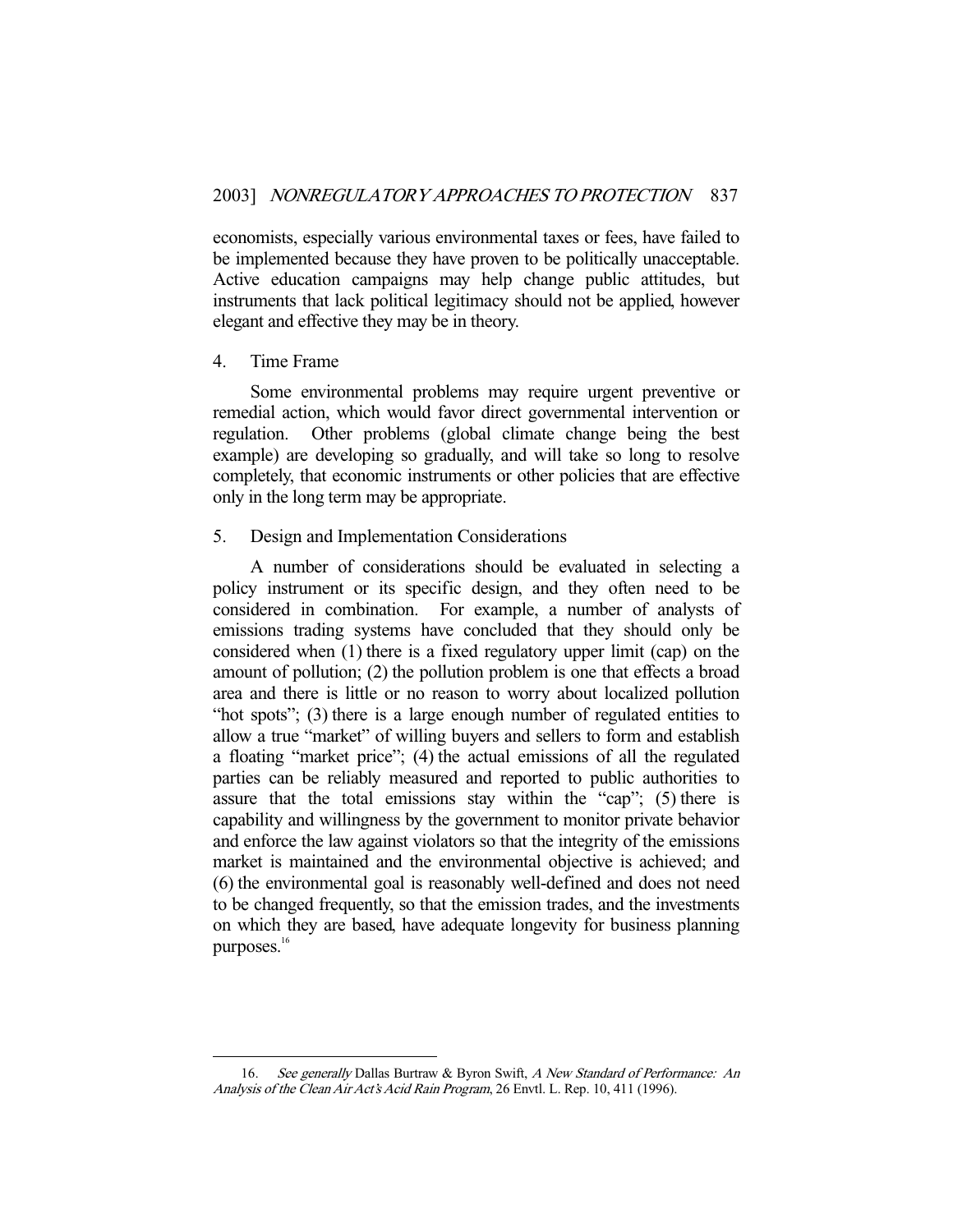economists, especially various environmental taxes or fees, have failed to be implemented because they have proven to be politically unacceptable. Active education campaigns may help change public attitudes, but instruments that lack political legitimacy should not be applied, however elegant and effective they may be in theory.

### 4. Time Frame

Some environmental problems may require urgent preventive or remedial action, which would favor direct governmental intervention or regulation. Other problems (global climate change being the best example) are developing so gradually, and will take so long to resolve completely, that economic instruments or other policies that are effective only in the long term may be appropriate.

### 5. Design and Implementation Considerations

A number of considerations should be evaluated in selecting a policy instrument or its specific design, and they often need to be considered in combination. For example, a number of analysts of emissions trading systems have concluded that they should only be considered when (1) there is a fixed regulatory upper limit (cap) on the amount of pollution; (2) the pollution problem is one that effects a broad area and there is little or no reason to worry about localized pollution "hot spots"; (3) there is a large enough number of regulated entities to allow a true "market" of willing buyers and sellers to form and establish a floating "market price"; (4) the actual emissions of all the regulated parties can be reliably measured and reported to public authorities to assure that the total emissions stay within the "cap"; (5) there is capability and willingness by the government to monitor private behavior and enforce the law against violators so that the integrity of the emissions market is maintained and the environmental objective is achieved; and (6) the environmental goal is reasonably well-defined and does not need to be changed frequently, so that the emission trades, and the investments on which they are based, have adequate longevity for business planning purposes.[16]

---

16. *See generally* Dallas Burtraw & Byron Swift, *A New Standard of Performance: An Analysis of the Clean Air Act's Acid Rain Program*, 26 Envtl. L. Rep. 10, 411 (1996).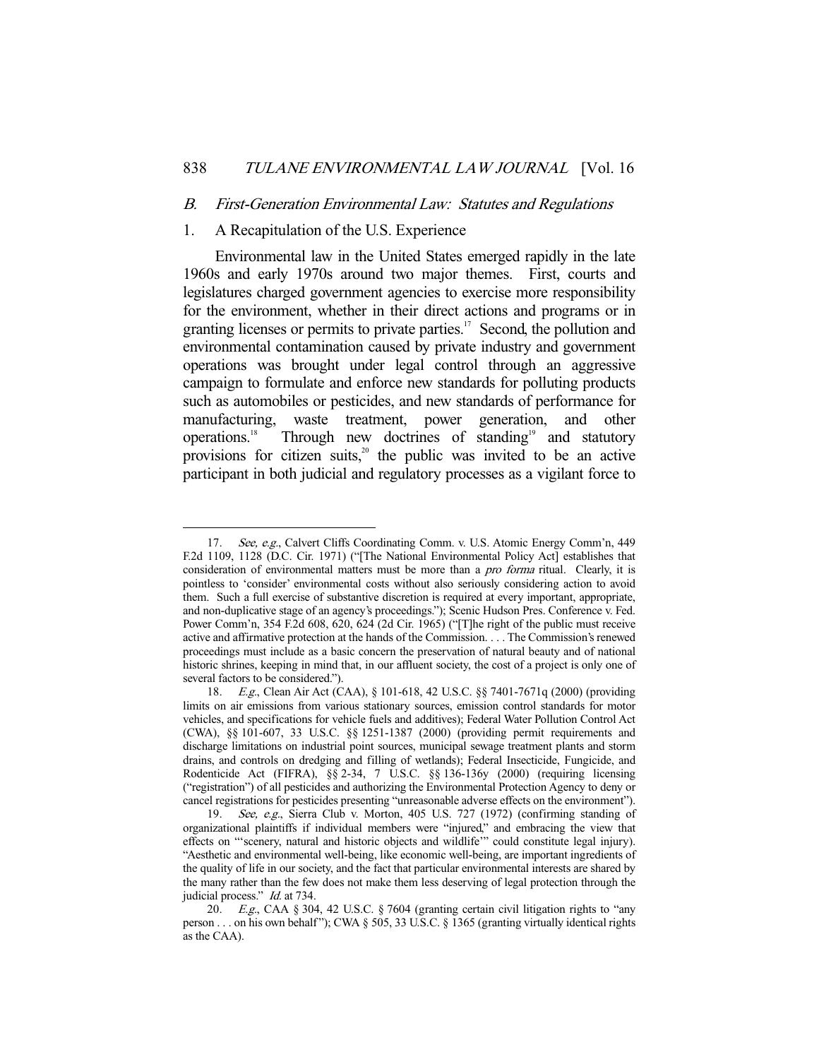### B. First-Generation Environmental Law: Statutes and Regulations

#### 1. A Recapitulation of the U.S. Experience

Environmental law in the United States emerged rapidly in the late 1960s and early 1970s around two major themes. First, courts and legislatures charged government agencies to exercise more responsibility for the environment, whether in their direct actions and programs or in granting licenses or permits to private parties.[17] Second, the pollution and environmental contamination caused by private industry and government operations was brought under legal control through an aggressive campaign to formulate and enforce new standards for polluting products such as automobiles or pesticides, and new standards of performance for manufacturing, waste treatment, power generation, and other operations.[18] Through new doctrines of standing[19] and statutory provisions for citizen suits,[20] the public was invited to be an active participant in both judicial and regulatory processes as a vigilant force to

---

17. *See, e.g.*, Calvert Cliffs Coordinating Comm. v. U.S. Atomic Energy Comm'n, 449 F.2d 1109, 1128 (D.C. Cir. 1971) ("[The National Environmental Policy Act] establishes that consideration of environmental matters must be more than a *pro forma* ritual. Clearly, it is pointless to 'consider' environmental costs without also seriously considering action to avoid them. Such a full exercise of substantive discretion is required at every important, appropriate, and non-duplicative stage of an agency's proceedings."); Scenic Hudson Pres. Conference v. Fed. Power Comm'n, 354 F.2d 608, 620, 624 (2d Cir. 1965) ("[T]he right of the public must receive active and affirmative protection at the hands of the Commission. . . . The Commission's renewed proceedings must include as a basic concern the preservation of natural beauty and of national historic shrines, keeping in mind that, in our affluent society, the cost of a project is only one of several factors to be considered.").

18. *E.g.*, Clean Air Act (CAA), § 101-618, 42 U.S.C. §§ 7401-7671q (2000) (providing limits on air emissions from various stationary sources, emission control standards for motor vehicles, and specifications for vehicle fuels and additives); Federal Water Pollution Control Act (CWA), §§ 101-607, 33 U.S.C. §§ 1251-1387 (2000) (providing permit requirements and discharge limitations on industrial point sources, municipal sewage treatment plants and storm drains, and controls on dredging and filling of wetlands); Federal Insecticide, Fungicide, and Rodenticide Act (FIFRA), §§ 2-34, 7 U.S.C. §§ 136-136y (2000) (requiring licensing ("registration") of all pesticides and authorizing the Environmental Protection Agency to deny or cancel registrations for pesticides presenting "unreasonable adverse effects on the environment").

19. *See, e.g.*, Sierra Club v. Morton, 405 U.S. 727 (1972) (confirming standing of organizational plaintiffs if individual members were "injured," and embracing the view that effects on "'scenery, natural and historic objects and wildlife'" could constitute legal injury). "Aesthetic and environmental well-being, like economic well-being, are important ingredients of the quality of life in our society, and the fact that particular environmental interests are shared by the many rather than the few does not make them less deserving of legal protection through the judicial process." *Id.* at 734.

20. *E.g.*, CAA § 304, 42 U.S.C. § 7604 (granting certain civil litigation rights to "any person . . . on his own behalf"); CWA § 505, 33 U.S.C. § 1365 (granting virtually identical rights as the CAA).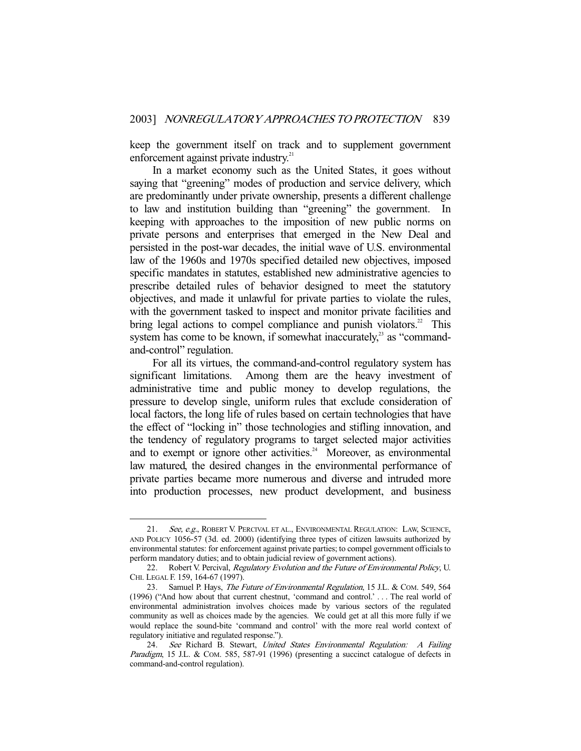keep the government itself on track and to supplement government enforcement against private industry.[21]

In a market economy such as the United States, it goes without saying that "greening" modes of production and service delivery, which are predominantly under private ownership, presents a different challenge to law and institution building than "greening" the government. In keeping with approaches to the imposition of new public norms on private persons and enterprises that emerged in the New Deal and persisted in the post-war decades, the initial wave of U.S. environmental law of the 1960s and 1970s specified detailed new objectives, imposed specific mandates in statutes, established new administrative agencies to prescribe detailed rules of behavior designed to meet the statutory objectives, and made it unlawful for private parties to violate the rules, with the government tasked to inspect and monitor private facilities and bring legal actions to compel compliance and punish violators.[22] This system has come to be known, if somewhat inaccurately,[23] as "command-and-control" regulation.

For all its virtues, the command-and-control regulatory system has significant limitations. Among them are the heavy investment of administrative time and public money to develop regulations, the pressure to develop single, uniform rules that exclude consideration of local factors, the long life of rules based on certain technologies that have the effect of "locking in" those technologies and stifling innovation, and the tendency of regulatory programs to target selected major activities and to exempt or ignore other activities.[24] Moreover, as environmental law matured, the desired changes in the environmental performance of private parties became more numerous and diverse and intruded more into production processes, new product development, and business

---

21. *See, e.g.*, ROBERT V. PERCIVAL ET AL., ENVIRONMENTAL REGULATION: LAW, SCIENCE, AND POLICY 1056-57 (3d. ed. 2000) (identifying three types of citizen lawsuits authorized by environmental statutes: for enforcement against private parties; to compel government officials to perform mandatory duties; and to obtain judicial review of government actions).

22. Robert V. Percival, *Regulatory Evolution and the Future of Environmental Policy*, U. CHI. LEGAL F. 159, 164-67 (1997).

23. Samuel P. Hays, *The Future of Environmental Regulation*, 15 J.L. & COM. 549, 564 (1996) ("And how about that current chestnut, 'command and control.' . . . The real world of environmental administration involves choices made by various sectors of the regulated community as well as choices made by the agencies. We could get at all this more fully if we would replace the sound-bite 'command and control' with the more real world context of regulatory initiative and regulated response.").

24. *See* Richard B. Stewart, *United States Environmental Regulation: A Failing Paradigm*, 15 J.L. & COM. 585, 587-91 (1996) (presenting a succinct catalogue of defects in command-and-control regulation).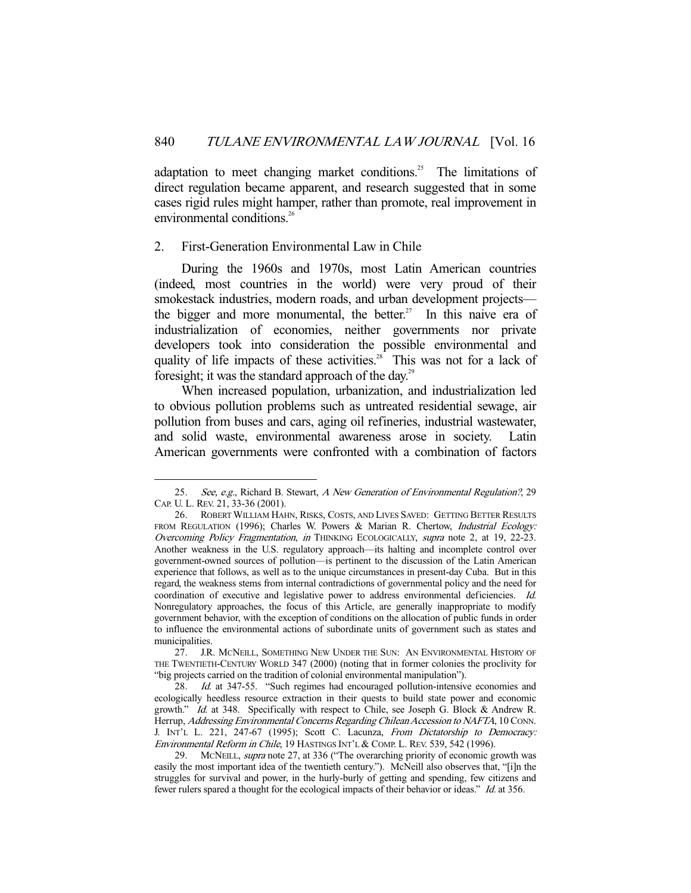adaptation to meet changing market conditions.[25] The limitations of direct regulation became apparent, and research suggested that in some cases rigid rules might hamper, rather than promote, real improvement in environmental conditions.[26]

### 2. First-Generation Environmental Law in Chile

During the 1960s and 1970s, most Latin American countries (indeed, most countries in the world) were very proud of their smokestack industries, modern roads, and urban development projects—the bigger and more monumental, the better.[27] In this naive era of industrialization of economies, neither governments nor private developers took into consideration the possible environmental and quality of life impacts of these activities.[28] This was not for a lack of foresight; it was the standard approach of the day.[29]

When increased population, urbanization, and industrialization led to obvious pollution problems such as untreated residential sewage, air pollution from buses and cars, aging oil refineries, industrial wastewater, and solid waste, environmental awareness arose in society. Latin American governments were confronted with a combination of factors

---

25. *See, e.g.*, Richard B. Stewart, *A New Generation of Environmental Regulation?*, 29 CAP. U. L. REV. 21, 33-36 (2001).

26. ROBERT WILLIAM HAHN, RISKS, COSTS, AND LIVES SAVED: GETTING BETTER RESULTS FROM REGULATION (1996); Charles W. Powers & Marian R. Chertow, *Industrial Ecology: Overcoming Policy Fragmentation*, *in* THINKING ECOLOGICALLY, *supra* note 2, at 19, 22-23. Another weakness in the U.S. regulatory approach—its halting and incomplete control over government-owned sources of pollution—is pertinent to the discussion of the Latin American experience that follows, as well as to the unique circumstances in present-day Cuba. But in this regard, the weakness stems from internal contradictions of governmental policy and the need for coordination of executive and legislative power to address environmental deficiencies. *Id.* Nonregulatory approaches, the focus of this Article, are generally inappropriate to modify government behavior, with the exception of conditions on the allocation of public funds in order to influence the environmental actions of subordinate units of government such as states and municipalities.

27. J.R. MCNEILL, SOMETHING NEW UNDER THE SUN: AN ENVIRONMENTAL HISTORY OF THE TWENTIETH-CENTURY WORLD 347 (2000) (noting that in former colonies the proclivity for "big projects carried on the tradition of colonial environmental manipulation").

28. *Id.* at 347-55. "Such regimes had encouraged pollution-intensive economies and ecologically heedless resource extraction in their quests to build state power and economic growth." *Id.* at 348. Specifically with respect to Chile, see Joseph G. Block & Andrew R. Herrup, *Addressing Environmental Concerns Regarding Chilean Accession to NAFTA*, 10 CONN. J. INT'L L. 221, 247-67 (1995); Scott C. Lacunza, *From Dictatorship to Democracy: Environmental Reform in Chile*, 19 HASTINGS INT'L & COMP. L. REV. 539, 542 (1996).

29. MCNEILL, *supra* note 27, at 336 ("The overarching priority of economic growth was easily the most important idea of the twentieth century."). McNeill also observes that, "[i]n the struggles for survival and power, in the hurly-burly of getting and spending, few citizens and fewer rulers spared a thought for the ecological impacts of their behavior or ideas." *Id.* at 356.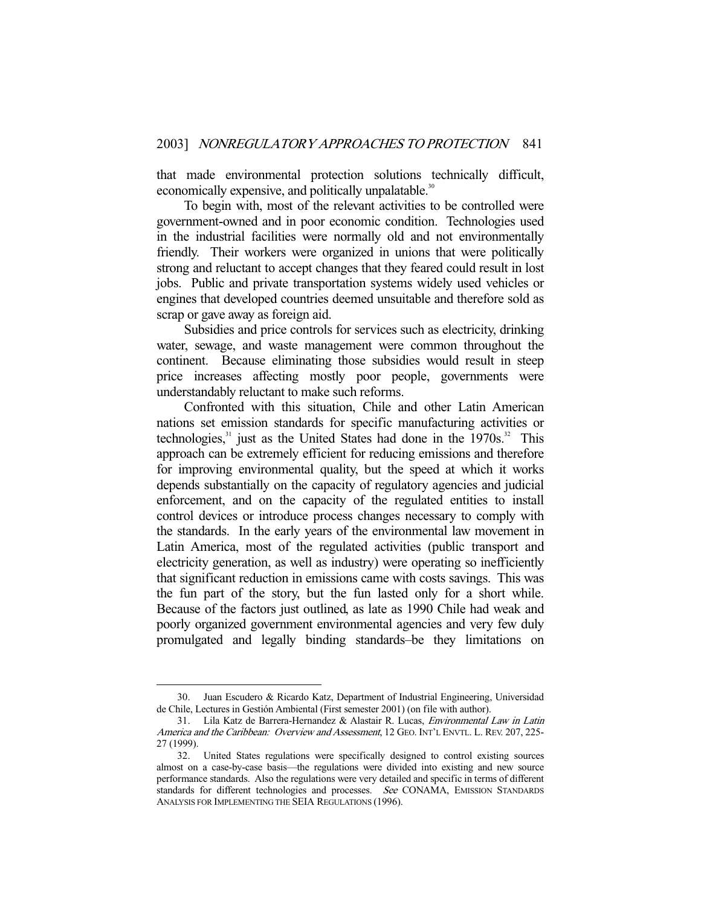that made environmental protection solutions technically difficult, economically expensive, and politically unpalatable.[30]

To begin with, most of the relevant activities to be controlled were government-owned and in poor economic condition. Technologies used in the industrial facilities were normally old and not environmentally friendly. Their workers were organized in unions that were politically strong and reluctant to accept changes that they feared could result in lost jobs. Public and private transportation systems widely used vehicles or engines that developed countries deemed unsuitable and therefore sold as scrap or gave away as foreign aid.

Subsidies and price controls for services such as electricity, drinking water, sewage, and waste management were common throughout the continent. Because eliminating those subsidies would result in steep price increases affecting mostly poor people, governments were understandably reluctant to make such reforms.

Confronted with this situation, Chile and other Latin American nations set emission standards for specific manufacturing activities or technologies,[31] just as the United States had done in the 1970s.[32] This approach can be extremely efficient for reducing emissions and therefore for improving environmental quality, but the speed at which it works depends substantially on the capacity of regulatory agencies and judicial enforcement, and on the capacity of the regulated entities to install control devices or introduce process changes necessary to comply with the standards. In the early years of the environmental law movement in Latin America, most of the regulated activities (public transport and electricity generation, as well as industry) were operating so inefficiently that significant reduction in emissions came with costs savings. This was the fun part of the story, but the fun lasted only for a short while. Because of the factors just outlined, as late as 1990 Chile had weak and poorly organized government environmental agencies and very few duly promulgated and legally binding standards–be they limitations on

---

30. Juan Escudero & Ricardo Katz, Department of Industrial Engineering, Universidad de Chile, Lectures in Gestión Ambiental (First semester 2001) (on file with author).

31. Lila Katz de Barrera-Hernandez & Alastair R. Lucas, *Environmental Law in Latin America and the Caribbean: Overview and Assessment*, 12 GEO. INT'L ENVTL. L. REV. 207, 225-27 (1999).

32. United States regulations were specifically designed to control existing sources almost on a case-by-case basis—the regulations were divided into existing and new source performance standards. Also the regulations were very detailed and specific in terms of different standards for different technologies and processes. *See* CONAMA, EMISSION STANDARDS ANALYSIS FOR IMPLEMENTING THE SEIA REGULATIONS (1996).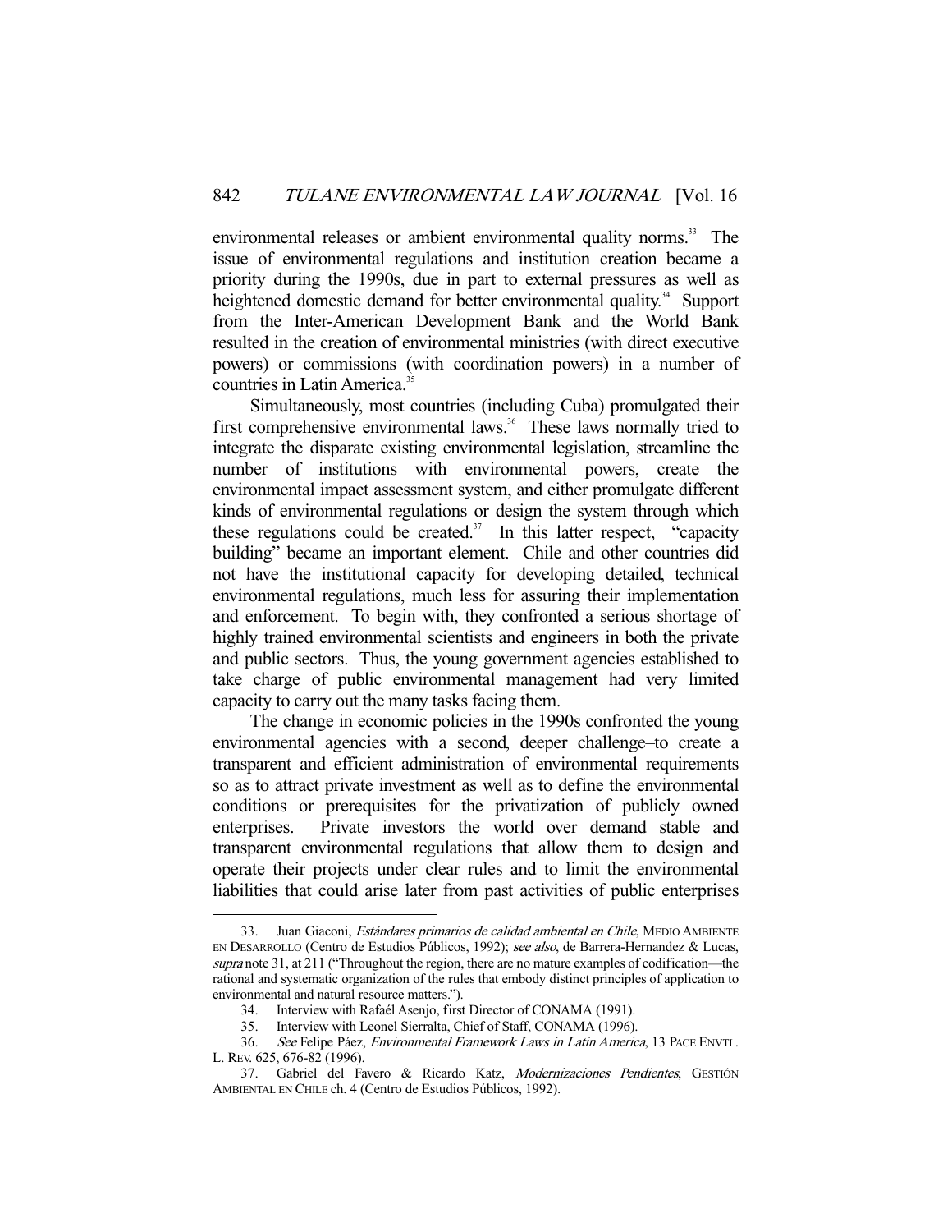environmental releases or ambient environmental quality norms.[33] The issue of environmental regulations and institution creation became a priority during the 1990s, due in part to external pressures as well as heightened domestic demand for better environmental quality.[34] Support from the Inter-American Development Bank and the World Bank resulted in the creation of environmental ministries (with direct executive powers) or commissions (with coordination powers) in a number of countries in Latin America.[35]

Simultaneously, most countries (including Cuba) promulgated their first comprehensive environmental laws.[36] These laws normally tried to integrate the disparate existing environmental legislation, streamline the number of institutions with environmental powers, create the environmental impact assessment system, and either promulgate different kinds of environmental regulations or design the system through which these regulations could be created.[37] In this latter respect, "capacity building" became an important element. Chile and other countries did not have the institutional capacity for developing detailed, technical environmental regulations, much less for assuring their implementation and enforcement. To begin with, they confronted a serious shortage of highly trained environmental scientists and engineers in both the private and public sectors. Thus, the young government agencies established to take charge of public environmental management had very limited capacity to carry out the many tasks facing them.

The change in economic policies in the 1990s confronted the young environmental agencies with a second, deeper challenge–to create a transparent and efficient administration of environmental requirements so as to attract private investment as well as to define the environmental conditions or prerequisites for the privatization of publicly owned enterprises. Private investors the world over demand stable and transparent environmental regulations that allow them to design and operate their projects under clear rules and to limit the environmental liabilities that could arise later from past activities of public enterprises

---

33. Juan Giaconi, *Estándares primarios de calidad ambiental en Chile*, MEDIO AMBIENTE EN DESARROLLO (Centro de Estudios Públicos, 1992); *see also*, de Barrera-Hernandez & Lucas, *supra* note 31, at 211 ("Throughout the region, there are no mature examples of codification—the rational and systematic organization of the rules that embody distinct principles of application to environmental and natural resource matters.").

34. Interview with Rafaél Asenjo, first Director of CONAMA (1991).

35. Interview with Leonel Sierralta, Chief of Staff, CONAMA (1996).

36. *See* Felipe Páez, *Environmental Framework Laws in Latin America*, 13 PACE ENVTL. L. REV. 625, 676-82 (1996).

37. Gabriel del Favero & Ricardo Katz, *Modernizaciones Pendientes*, GESTIÓN AMBIENTAL EN CHILE ch. 4 (Centro de Estudios Públicos, 1992).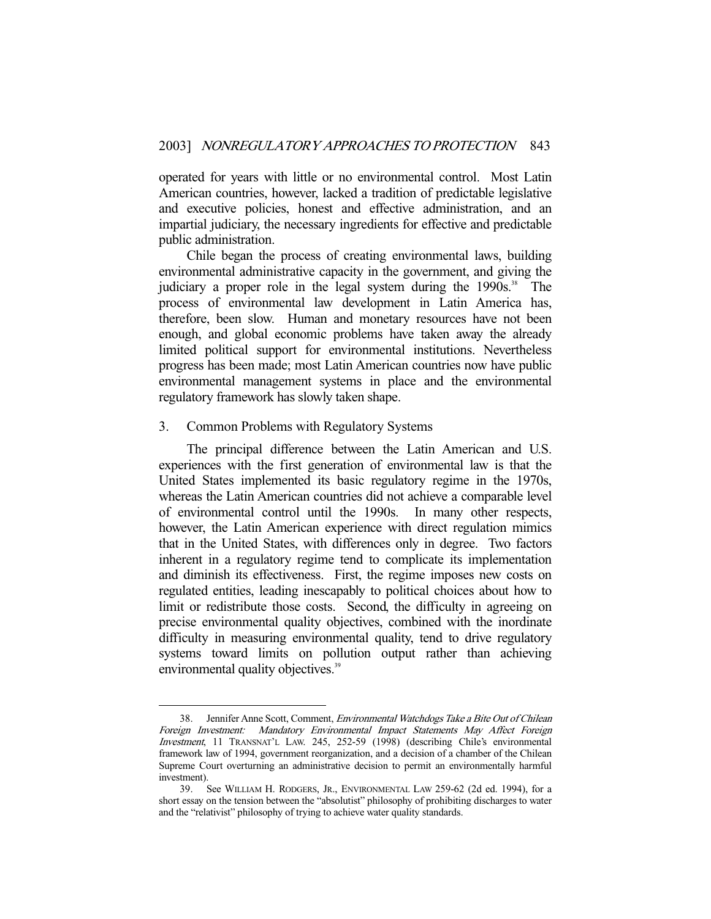operated for years with little or no environmental control. Most Latin American countries, however, lacked a tradition of predictable legislative and executive policies, honest and effective administration, and an impartial judiciary, the necessary ingredients for effective and predictable public administration.

Chile began the process of creating environmental laws, building environmental administrative capacity in the government, and giving the judiciary a proper role in the legal system during the 1990s.[38] The process of environmental law development in Latin America has, therefore, been slow. Human and monetary resources have not been enough, and global economic problems have taken away the already limited political support for environmental institutions. Nevertheless progress has been made; most Latin American countries now have public environmental management systems in place and the environmental regulatory framework has slowly taken shape.

### 3. Common Problems with Regulatory Systems

The principal difference between the Latin American and U.S. experiences with the first generation of environmental law is that the United States implemented its basic regulatory regime in the 1970s, whereas the Latin American countries did not achieve a comparable level of environmental control until the 1990s. In many other respects, however, the Latin American experience with direct regulation mimics that in the United States, with differences only in degree. Two factors inherent in a regulatory regime tend to complicate its implementation and diminish its effectiveness. First, the regime imposes new costs on regulated entities, leading inescapably to political choices about how to limit or redistribute those costs. Second, the difficulty in agreeing on precise environmental quality objectives, combined with the inordinate difficulty in measuring environmental quality, tend to drive regulatory systems toward limits on pollution output rather than achieving environmental quality objectives.[39]

---

38. Jennifer Anne Scott, Comment, *Environmental Watchdogs Take a Bite Out of Chilean Foreign Investment: Mandatory Environmental Impact Statements May Affect Foreign Investment*, 11 TRANSNAT'L LAW. 245, 252-59 (1998) (describing Chile's environmental framework law of 1994, government reorganization, and a decision of a chamber of the Chilean Supreme Court overturning an administrative decision to permit an environmentally harmful investment).

39. See WILLIAM H. RODGERS, JR., ENVIRONMENTAL LAW 259-62 (2d ed. 1994), for a short essay on the tension between the "absolutist" philosophy of prohibiting discharges to water and the "relativist" philosophy of trying to achieve water quality standards.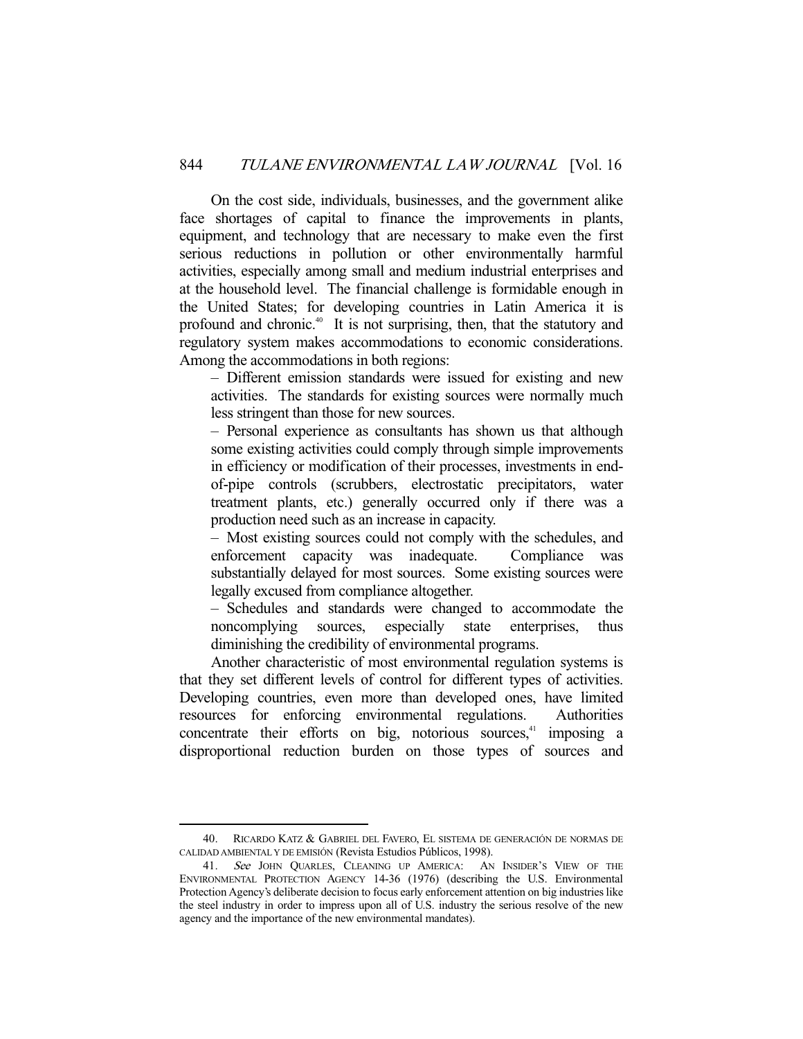On the cost side, individuals, businesses, and the government alike face shortages of capital to finance the improvements in plants, equipment, and technology that are necessary to make even the first serious reductions in pollution or other environmentally harmful activities, especially among small and medium industrial enterprises and at the household level. The financial challenge is formidable enough in the United States; for developing countries in Latin America it is profound and chronic.[40] It is not surprising, then, that the statutory and regulatory system makes accommodations to economic considerations. Among the accommodations in both regions:

– Different emission standards were issued for existing and new activities. The standards for existing sources were normally much less stringent than those for new sources.

– Personal experience as consultants has shown us that although some existing activities could comply through simple improvements in efficiency or modification of their processes, investments in end-of-pipe controls (scrubbers, electrostatic precipitators, water treatment plants, etc.) generally occurred only if there was a production need such as an increase in capacity.

– Most existing sources could not comply with the schedules, and enforcement capacity was inadequate. Compliance was substantially delayed for most sources. Some existing sources were legally excused from compliance altogether.

– Schedules and standards were changed to accommodate the noncomplying sources, especially state enterprises, thus diminishing the credibility of environmental programs.

Another characteristic of most environmental regulation systems is that they set different levels of control for different types of activities. Developing countries, even more than developed ones, have limited resources for enforcing environmental regulations. Authorities concentrate their efforts on big, notorious sources,[41] imposing a disproportional reduction burden on those types of sources and

---

40. RICARDO KATZ & GABRIEL DEL FAVERO, EL SISTEMA DE GENERACIÓN DE NORMAS DE CALIDAD AMBIENTAL Y DE EMISIÓN (Revista Estudios Públicos, 1998).

41. *See* JOHN QUARLES, CLEANING UP AMERICA: AN INSIDER'S VIEW OF THE ENVIRONMENTAL PROTECTION AGENCY 14-36 (1976) (describing the U.S. Environmental Protection Agency's deliberate decision to focus early enforcement attention on big industries like the steel industry in order to impress upon all of U.S. industry the serious resolve of the new agency and the importance of the new environmental mandates).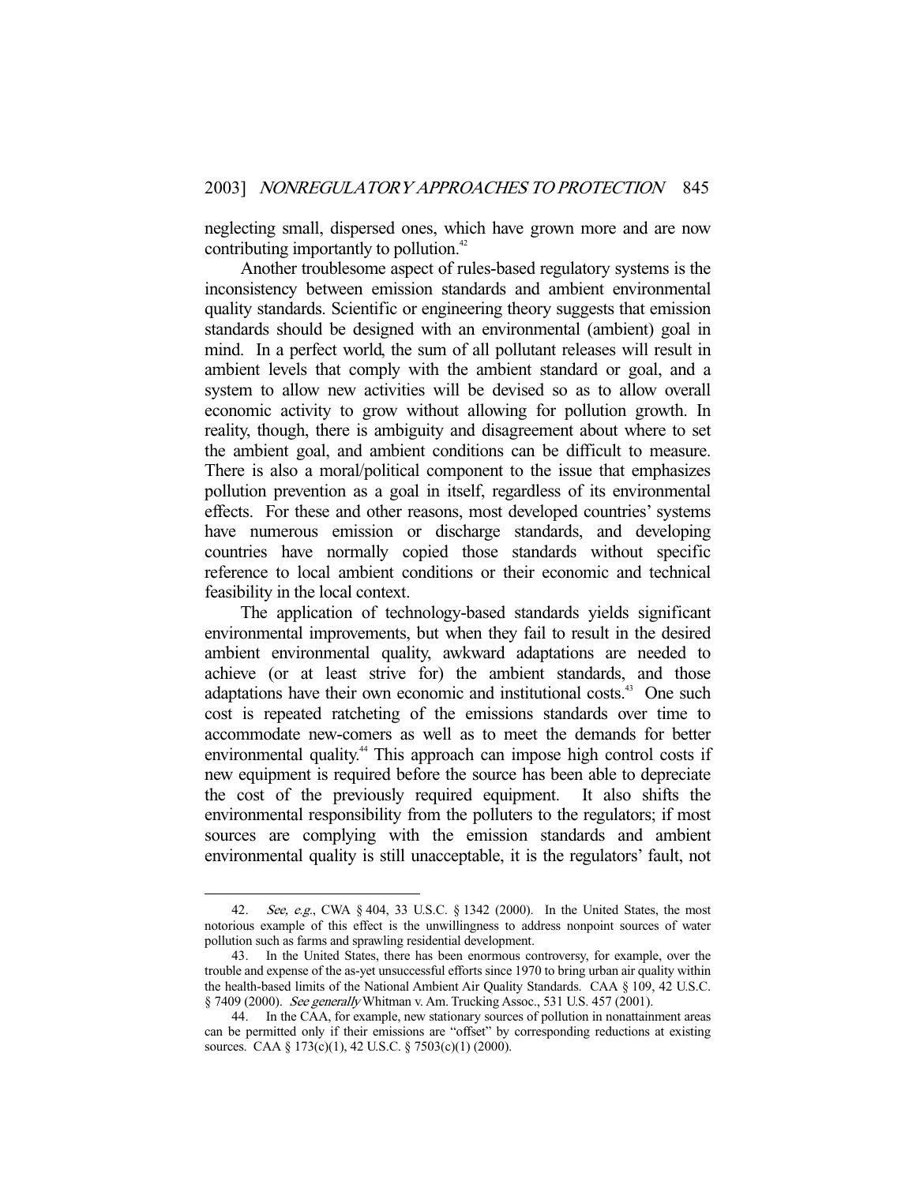neglecting small, dispersed ones, which have grown more and are now contributing importantly to pollution.[42]

Another troublesome aspect of rules-based regulatory systems is the inconsistency between emission standards and ambient environmental quality standards. Scientific or engineering theory suggests that emission standards should be designed with an environmental (ambient) goal in mind. In a perfect world, the sum of all pollutant releases will result in ambient levels that comply with the ambient standard or goal, and a system to allow new activities will be devised so as to allow overall economic activity to grow without allowing for pollution growth. In reality, though, there is ambiguity and disagreement about where to set the ambient goal, and ambient conditions can be difficult to measure. There is also a moral/political component to the issue that emphasizes pollution prevention as a goal in itself, regardless of its environmental effects. For these and other reasons, most developed countries' systems have numerous emission or discharge standards, and developing countries have normally copied those standards without specific reference to local ambient conditions or their economic and technical feasibility in the local context.

The application of technology-based standards yields significant environmental improvements, but when they fail to result in the desired ambient environmental quality, awkward adaptations are needed to achieve (or at least strive for) the ambient standards, and those adaptations have their own economic and institutional costs.[43] One such cost is repeated ratcheting of the emissions standards over time to accommodate new-comers as well as to meet the demands for better environmental quality.[44] This approach can impose high control costs if new equipment is required before the source has been able to depreciate the cost of the previously required equipment. It also shifts the environmental responsibility from the polluters to the regulators; if most sources are complying with the emission standards and ambient environmental quality is still unacceptable, it is the regulators' fault, not

---

42. *See, e.g.*, CWA § 404, 33 U.S.C. § 1342 (2000). In the United States, the most notorious example of this effect is the unwillingness to address nonpoint sources of water pollution such as farms and sprawling residential development.

43. In the United States, there has been enormous controversy, for example, over the trouble and expense of the as-yet unsuccessful efforts since 1970 to bring urban air quality within the health-based limits of the National Ambient Air Quality Standards. CAA § 109, 42 U.S.C. § 7409 (2000). *See generally* Whitman v. Am. Trucking Assoc., 531 U.S. 457 (2001).

44. In the CAA, for example, new stationary sources of pollution in nonattainment areas can be permitted only if their emissions are "offset" by corresponding reductions at existing sources. CAA § 173(c)(1), 42 U.S.C. § 7503(c)(1) (2000).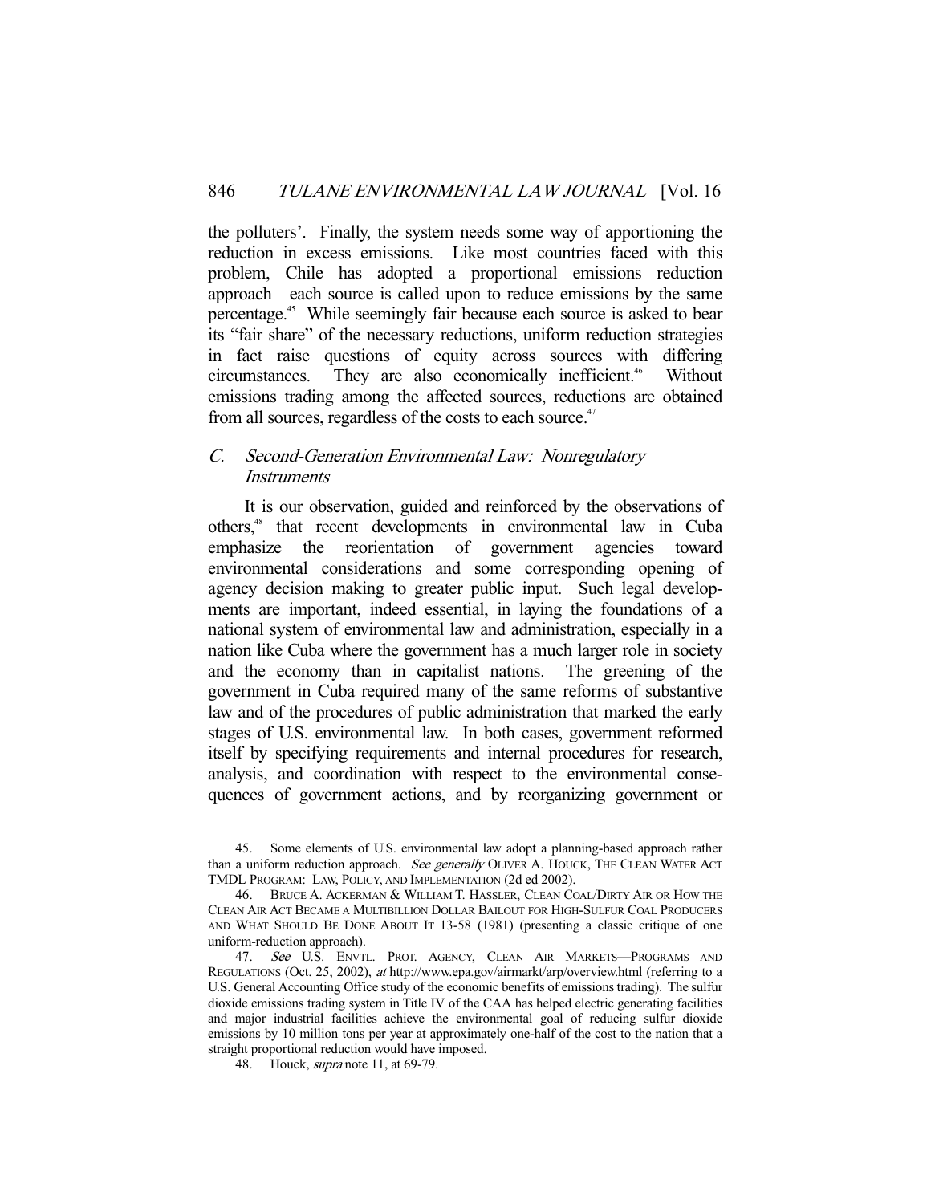the polluters'. Finally, the system needs some way of apportioning the reduction in excess emissions. Like most countries faced with this problem, Chile has adopted a proportional emissions reduction approach—each source is called upon to reduce emissions by the same percentage.[45] While seemingly fair because each source is asked to bear its "fair share" of the necessary reductions, uniform reduction strategies in fact raise questions of equity across sources with differing circumstances. They are also economically inefficient.[46] Without emissions trading among the affected sources, reductions are obtained from all sources, regardless of the costs to each source.[47]

### C. *Second-Generation Environmental Law: Nonregulatory Instruments*

It is our observation, guided and reinforced by the observations of others,[48] that recent developments in environmental law in Cuba emphasize the reorientation of government agencies toward environmental considerations and some corresponding opening of agency decision making to greater public input. Such legal developments are important, indeed essential, in laying the foundations of a national system of environmental law and administration, especially in a nation like Cuba where the government has a much larger role in society and the economy than in capitalist nations. The greening of the government in Cuba required many of the same reforms of substantive law and of the procedures of public administration that marked the early stages of U.S. environmental law. In both cases, government reformed itself by specifying requirements and internal procedures for research, analysis, and coordination with respect to the environmental consequences of government actions, and by reorganizing government or

---

45. Some elements of U.S. environmental law adopt a planning-based approach rather than a uniform reduction approach. *See generally* OLIVER A. HOUCK, THE CLEAN WATER ACT TMDL PROGRAM: LAW, POLICY, AND IMPLEMENTATION (2d ed 2002).

46. BRUCE A. ACKERMAN & WILLIAM T. HASSLER, CLEAN COAL/DIRTY AIR OR HOW THE CLEAN AIR ACT BECAME A MULTIBILLION DOLLAR BAILOUT FOR HIGH-SULFUR COAL PRODUCERS AND WHAT SHOULD BE DONE ABOUT IT 13-58 (1981) (presenting a classic critique of one uniform-reduction approach).

47. *See* U.S. ENVTL. PROT. AGENCY, CLEAN AIR MARKETS—PROGRAMS AND REGULATIONS (Oct. 25, 2002), *at* http://www.epa.gov/airmarkt/arp/overview.html (referring to a U.S. General Accounting Office study of the economic benefits of emissions trading). The sulfur dioxide emissions trading system in Title IV of the CAA has helped electric generating facilities and major industrial facilities achieve the environmental goal of reducing sulfur dioxide emissions by 10 million tons per year at approximately one-half of the cost to the nation that a straight proportional reduction would have imposed.

48. Houck, *supra* note 11, at 69-79.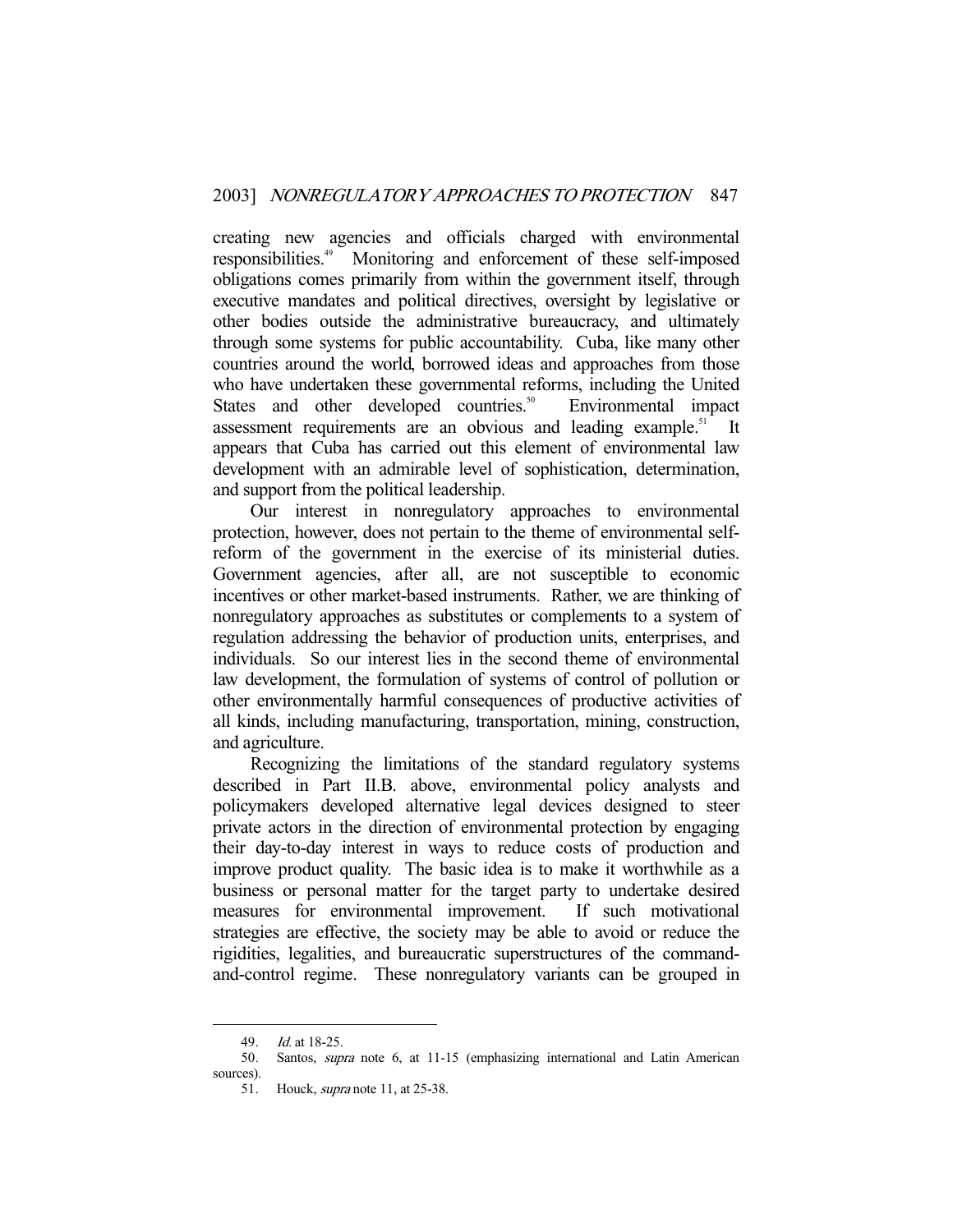creating new agencies and officials charged with environmental responsibilities.[49] Monitoring and enforcement of these self-imposed obligations comes primarily from within the government itself, through executive mandates and political directives, oversight by legislative or other bodies outside the administrative bureaucracy, and ultimately through some systems for public accountability. Cuba, like many other countries around the world, borrowed ideas and approaches from those who have undertaken these governmental reforms, including the United States and other developed countries.[50] Environmental impact assessment requirements are an obvious and leading example.[51] It appears that Cuba has carried out this element of environmental law development with an admirable level of sophistication, determination, and support from the political leadership.

Our interest in nonregulatory approaches to environmental protection, however, does not pertain to the theme of environmental self-reform of the government in the exercise of its ministerial duties. Government agencies, after all, are not susceptible to economic incentives or other market-based instruments. Rather, we are thinking of nonregulatory approaches as substitutes or complements to a system of regulation addressing the behavior of production units, enterprises, and individuals. So our interest lies in the second theme of environmental law development, the formulation of systems of control of pollution or other environmentally harmful consequences of productive activities of all kinds, including manufacturing, transportation, mining, construction, and agriculture.

Recognizing the limitations of the standard regulatory systems described in Part II.B. above, environmental policy analysts and policymakers developed alternative legal devices designed to steer private actors in the direction of environmental protection by engaging their day-to-day interest in ways to reduce costs of production and improve product quality. The basic idea is to make it worthwhile as a business or personal matter for the target party to undertake desired measures for environmental improvement. If such motivational strategies are effective, the society may be able to avoid or reduce the rigidities, legalities, and bureaucratic superstructures of the command-and-control regime. These nonregulatory variants can be grouped in

---

49. *Id.* at 18-25.

50. Santos, *supra* note 6, at 11-15 (emphasizing international and Latin American sources).

51. Houck, *supra* note 11, at 25-38.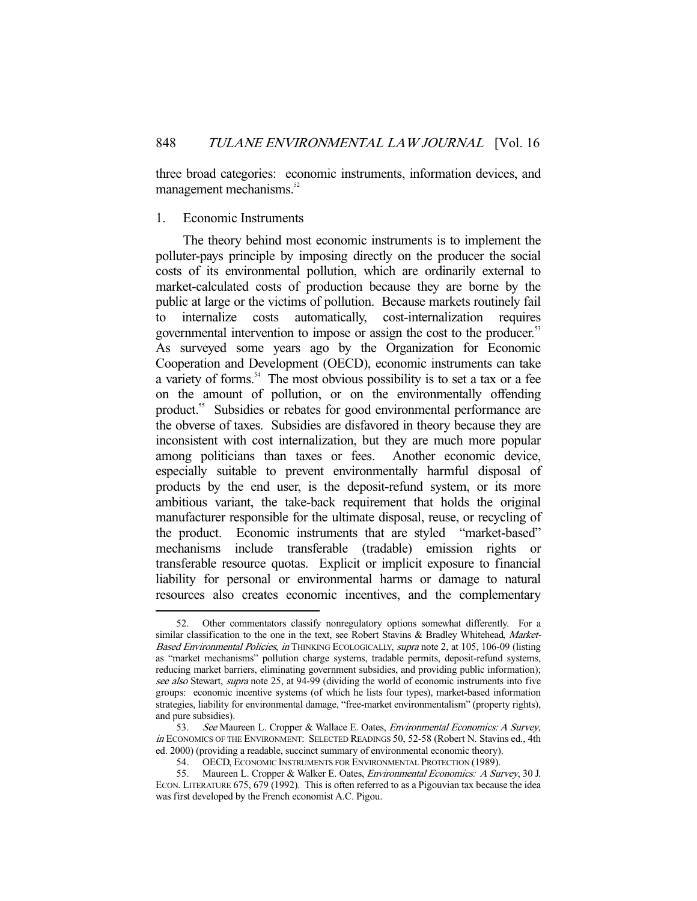three broad categories: economic instruments, information devices, and management mechanisms.[52]

### 1. Economic Instruments

The theory behind most economic instruments is to implement the polluter-pays principle by imposing directly on the producer the social costs of its environmental pollution, which are ordinarily external to market-calculated costs of production because they are borne by the public at large or the victims of pollution. Because markets routinely fail to internalize costs automatically, cost-internalization requires governmental intervention to impose or assign the cost to the producer.[53] As surveyed some years ago by the Organization for Economic Cooperation and Development (OECD), economic instruments can take a variety of forms.[54] The most obvious possibility is to set a tax or a fee on the amount of pollution, or on the environmentally offending product.[55] Subsidies or rebates for good environmental performance are the obverse of taxes. Subsidies are disfavored in theory because they are inconsistent with cost internalization, but they are much more popular among politicians than taxes or fees. Another economic device, especially suitable to prevent environmentally harmful disposal of products by the end user, is the deposit-refund system, or its more ambitious variant, the take-back requirement that holds the original manufacturer responsible for the ultimate disposal, reuse, or recycling of the product. Economic instruments that are styled "market-based" mechanisms include transferable (tradable) emission rights or transferable resource quotas. Explicit or implicit exposure to financial liability for personal or environmental harms or damage to natural resources also creates economic incentives, and the complementary

---

52. Other commentators classify nonregulatory options somewhat differently. For a similar classification to the one in the text, see Robert Stavins & Bradley Whitehead, *Market-Based Environmental Policies*, *in* THINKING ECOLOGICALLY, *supra* note 2, at 105, 106-09 (listing as "market mechanisms" pollution charge systems, tradable permits, deposit-refund systems, reducing market barriers, eliminating government subsidies, and providing public information); *see also* Stewart, *supra* note 25, at 94-99 (dividing the world of economic instruments into five groups: economic incentive systems (of which he lists four types), market-based information strategies, liability for environmental damage, "free-market environmentalism" (property rights), and pure subsidies).

53. *See* Maureen L. Cropper & Wallace E. Oates, *Environmental Economics: A Survey*, *in* ECONOMICS OF THE ENVIRONMENT: SELECTED READINGS 50, 52-58 (Robert N. Stavins ed., 4th ed. 2000) (providing a readable, succinct summary of environmental economic theory).

54. OECD, ECONOMIC INSTRUMENTS FOR ENVIRONMENTAL PROTECTION (1989).

55. Maureen L. Cropper & Walker E. Oates, *Environmental Economics: A Survey*, 30 J. ECON. LITERATURE 675, 679 (1992). This is often referred to as a Pigouvian tax because the idea was first developed by the French economist A.C. Pigou.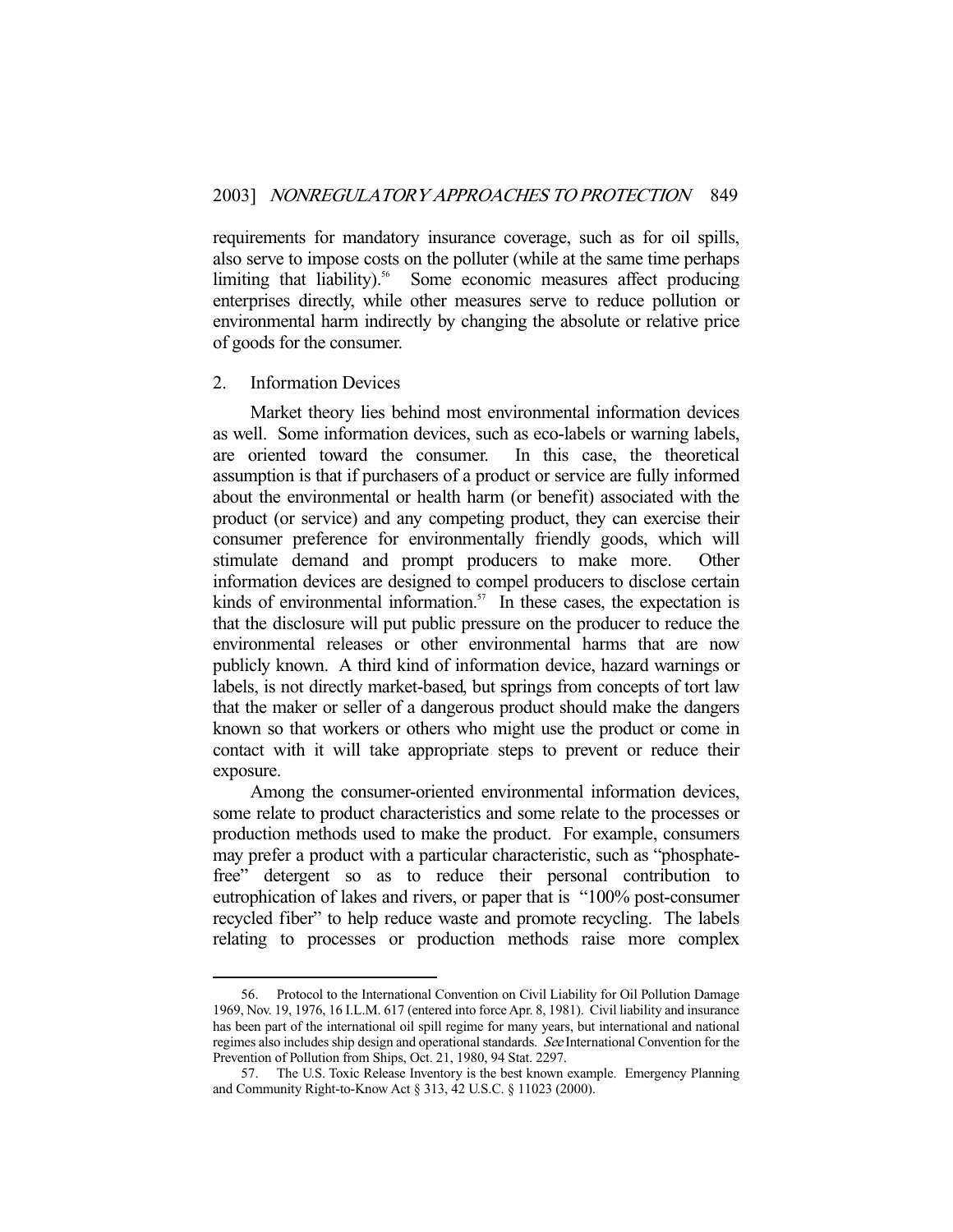requirements for mandatory insurance coverage, such as for oil spills, also serve to impose costs on the polluter (while at the same time perhaps limiting that liability).[56] Some economic measures affect producing enterprises directly, while other measures serve to reduce pollution or environmental harm indirectly by changing the absolute or relative price of goods for the consumer.

### 2. Information Devices

Market theory lies behind most environmental information devices as well. Some information devices, such as eco-labels or warning labels, are oriented toward the consumer. In this case, the theoretical assumption is that if purchasers of a product or service are fully informed about the environmental or health harm (or benefit) associated with the product (or service) and any competing product, they can exercise their consumer preference for environmentally friendly goods, which will stimulate demand and prompt producers to make more. Other information devices are designed to compel producers to disclose certain kinds of environmental information.[57] In these cases, the expectation is that the disclosure will put public pressure on the producer to reduce the environmental releases or other environmental harms that are now publicly known. A third kind of information device, hazard warnings or labels, is not directly market-based, but springs from concepts of tort law that the maker or seller of a dangerous product should make the dangers known so that workers or others who might use the product or come in contact with it will take appropriate steps to prevent or reduce their exposure.

Among the consumer-oriented environmental information devices, some relate to product characteristics and some relate to the processes or production methods used to make the product. For example, consumers may prefer a product with a particular characteristic, such as "phosphate-free" detergent so as to reduce their personal contribution to eutrophication of lakes and rivers, or paper that is "100% post-consumer recycled fiber" to help reduce waste and promote recycling. The labels relating to processes or production methods raise more complex

---

56. Protocol to the International Convention on Civil Liability for Oil Pollution Damage 1969, Nov. 19, 1976, 16 I.L.M. 617 (entered into force Apr. 8, 1981). Civil liability and insurance has been part of the international oil spill regime for many years, but international and national regimes also includes ship design and operational standards. *See* International Convention for the Prevention of Pollution from Ships, Oct. 21, 1980, 94 Stat. 2297.

57. The U.S. Toxic Release Inventory is the best known example. Emergency Planning and Community Right-to-Know Act § 313, 42 U.S.C. § 11023 (2000).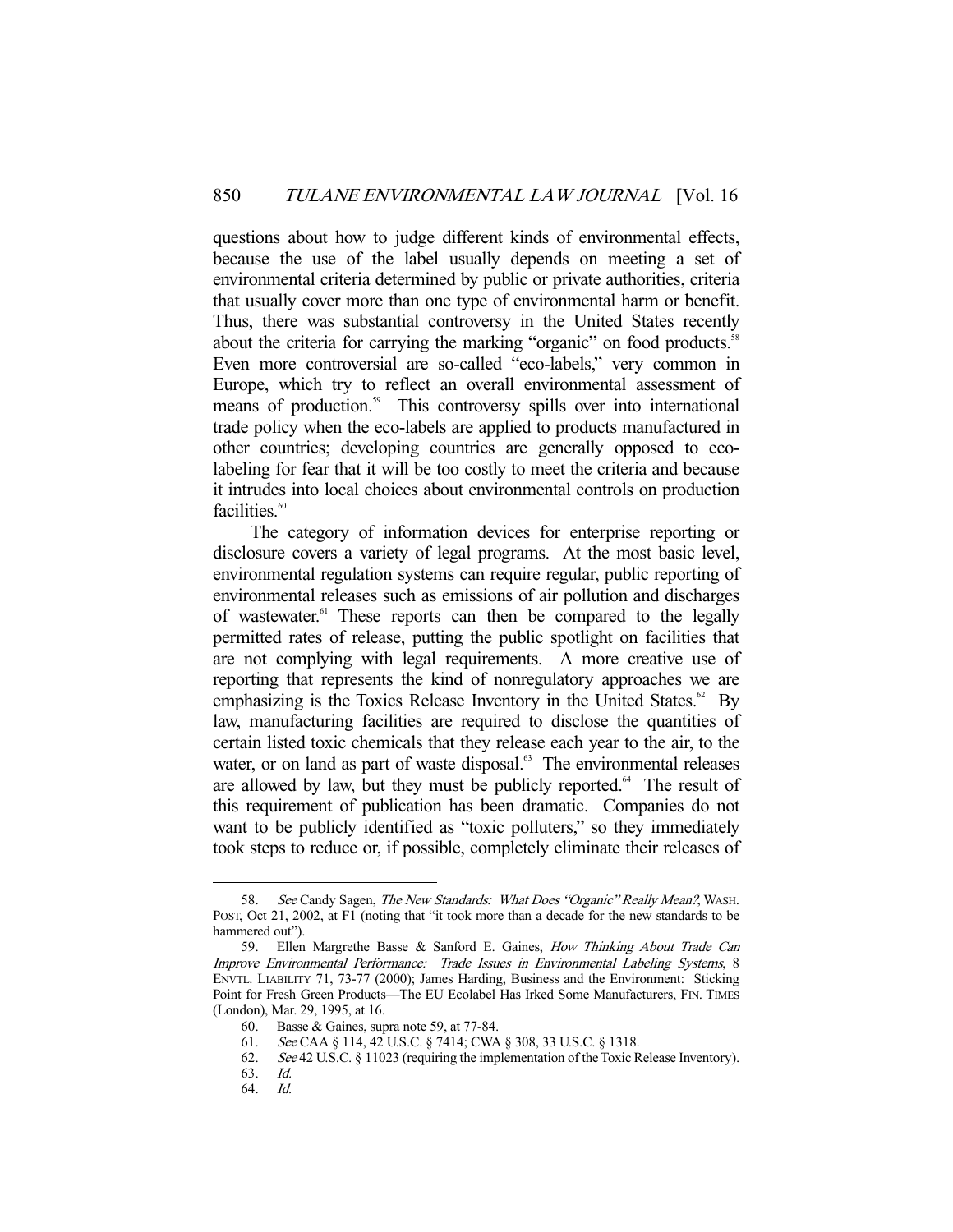questions about how to judge different kinds of environmental effects, because the use of the label usually depends on meeting a set of environmental criteria determined by public or private authorities, criteria that usually cover more than one type of environmental harm or benefit. Thus, there was substantial controversy in the United States recently about the criteria for carrying the marking "organic" on food products.[58] Even more controversial are so-called "eco-labels," very common in Europe, which try to reflect an overall environmental assessment of means of production.[59] This controversy spills over into international trade policy when the eco-labels are applied to products manufactured in other countries; developing countries are generally opposed to eco-labeling for fear that it will be too costly to meet the criteria and because it intrudes into local choices about environmental controls on production facilities.[60]

The category of information devices for enterprise reporting or disclosure covers a variety of legal programs. At the most basic level, environmental regulation systems can require regular, public reporting of environmental releases such as emissions of air pollution and discharges of wastewater.[61] These reports can then be compared to the legally permitted rates of release, putting the public spotlight on facilities that are not complying with legal requirements. A more creative use of reporting that represents the kind of nonregulatory approaches we are emphasizing is the Toxics Release Inventory in the United States.[62] By law, manufacturing facilities are required to disclose the quantities of certain listed toxic chemicals that they release each year to the air, to the water, or on land as part of waste disposal.[63] The environmental releases are allowed by law, but they must be publicly reported.[64] The result of this requirement of publication has been dramatic. Companies do not want to be publicly identified as "toxic polluters," so they immediately took steps to reduce or, if possible, completely eliminate their releases of

---

58. *See* Candy Sagen, *The New Standards: What Does "Organic" Really Mean?*, WASH. POST, Oct 21, 2002, at F1 (noting that "it took more than a decade for the new standards to be hammered out").

59. Ellen Margrethe Basse & Sanford E. Gaines, *How Thinking About Trade Can Improve Environmental Performance: Trade Issues in Environmental Labeling Systems*, 8 ENVTL. LIABILITY 71, 73-77 (2000); James Harding, Business and the Environment: Sticking Point for Fresh Green Products—The EU Ecolabel Has Irked Some Manufacturers, FIN. TIMES (London), Mar. 29, 1995, at 16.

60. Basse & Gaines, supra note 59, at 77-84.

61. *See* CAA § 114, 42 U.S.C. § 7414; CWA § 308, 33 U.S.C. § 1318.

62. *See* 42 U.S.C. § 11023 (requiring the implementation of the Toxic Release Inventory).

63. *Id.*

64. *Id.*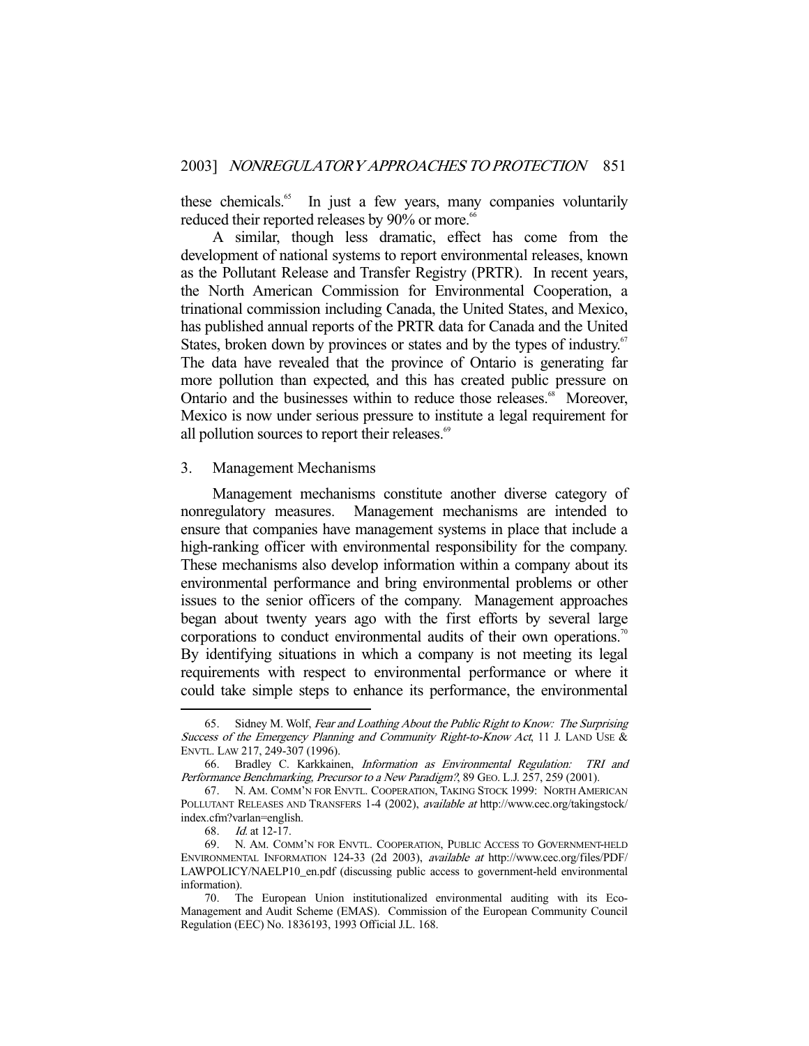these chemicals.[65] In just a few years, many companies voluntarily reduced their reported releases by 90% or more.[66]

A similar, though less dramatic, effect has come from the development of national systems to report environmental releases, known as the Pollutant Release and Transfer Registry (PRTR). In recent years, the North American Commission for Environmental Cooperation, a trinational commission including Canada, the United States, and Mexico, has published annual reports of the PRTR data for Canada and the United States, broken down by provinces or states and by the types of industry.[67] The data have revealed that the province of Ontario is generating far more pollution than expected, and this has created public pressure on Ontario and the businesses within to reduce those releases.[68] Moreover, Mexico is now under serious pressure to institute a legal requirement for all pollution sources to report their releases.[69]

### 3. Management Mechanisms

Management mechanisms constitute another diverse category of nonregulatory measures. Management mechanisms are intended to ensure that companies have management systems in place that include a high-ranking officer with environmental responsibility for the company. These mechanisms also develop information within a company about its environmental performance and bring environmental problems or other issues to the senior officers of the company. Management approaches began about twenty years ago with the first efforts by several large corporations to conduct environmental audits of their own operations.[70] By identifying situations in which a company is not meeting its legal requirements with respect to environmental performance or where it could take simple steps to enhance its performance, the environmental

---

65. Sidney M. Wolf, *Fear and Loathing About the Public Right to Know: The Surprising Success of the Emergency Planning and Community Right-to-Know Act*, 11 J. LAND USE & ENVTL. LAW 217, 249-307 (1996).

66. Bradley C. Karkkainen, *Information as Environmental Regulation: TRI and Performance Benchmarking, Precursor to a New Paradigm?*, 89 GEO. L.J. 257, 259 (2001).

67. N. AM. COMM'N FOR ENVTL. COOPERATION, TAKING STOCK 1999: NORTH AMERICAN POLLUTANT RELEASES AND TRANSFERS 1-4 (2002), *available at* http://www.cec.org/takingstock/index.cfm?varlan=english.

68. *Id.* at 12-17.

69. N. AM. COMM'N FOR ENVTL. COOPERATION, PUBLIC ACCESS TO GOVERNMENT-HELD ENVIRONMENTAL INFORMATION 124-33 (2d 2003), *available at* http://www.cec.org/files/PDF/LAWPOLICY/NAELP10_en.pdf (discussing public access to government-held environmental information).

70. The European Union institutionalized environmental auditing with its Eco-Management and Audit Scheme (EMAS). Commission of the European Community Council Regulation (EEC) No. 1836193, 1993 Official J.L. 168.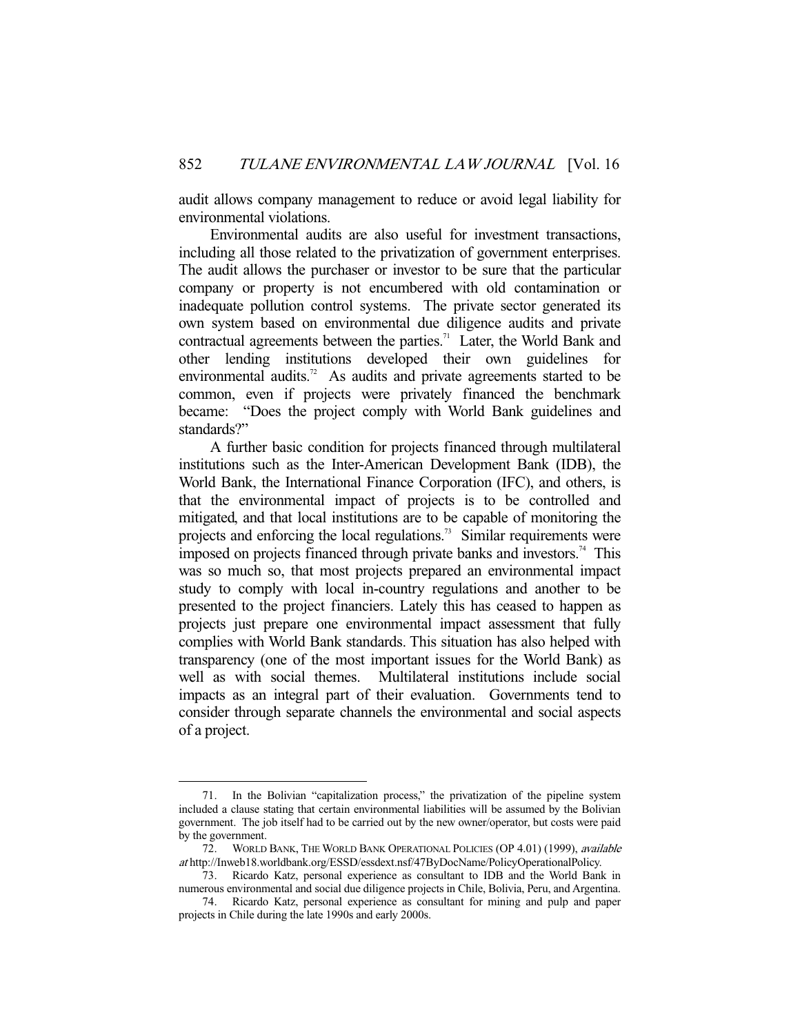audit allows company management to reduce or avoid legal liability for environmental violations.

Environmental audits are also useful for investment transactions, including all those related to the privatization of government enterprises. The audit allows the purchaser or investor to be sure that the particular company or property is not encumbered with old contamination or inadequate pollution control systems. The private sector generated its own system based on environmental due diligence audits and private contractual agreements between the parties.[71] Later, the World Bank and other lending institutions developed their own guidelines for environmental audits.[72] As audits and private agreements started to be common, even if projects were privately financed the benchmark became: "Does the project comply with World Bank guidelines and standards?"

A further basic condition for projects financed through multilateral institutions such as the Inter-American Development Bank (IDB), the World Bank, the International Finance Corporation (IFC), and others, is that the environmental impact of projects is to be controlled and mitigated, and that local institutions are to be capable of monitoring the projects and enforcing the local regulations.[73] Similar requirements were imposed on projects financed through private banks and investors.[74] This was so much so, that most projects prepared an environmental impact study to comply with local in-country regulations and another to be presented to the project financiers. Lately this has ceased to happen as projects just prepare one environmental impact assessment that fully complies with World Bank standards. This situation has also helped with transparency (one of the most important issues for the World Bank) as well as with social themes. Multilateral institutions include social impacts as an integral part of their evaluation. Governments tend to consider through separate channels the environmental and social aspects of a project.

---

71. In the Bolivian "capitalization process," the privatization of the pipeline system included a clause stating that certain environmental liabilities will be assumed by the Bolivian government. The job itself had to be carried out by the new owner/operator, but costs were paid by the government.

72. WORLD BANK, THE WORLD BANK OPERATIONAL POLICIES (OP 4.01) (1999), *available at* http://Inweb18.worldbank.org/ESSD/essdext.nsf/47ByDocName/PolicyOperationalPolicy.

73. Ricardo Katz, personal experience as consultant to IDB and the World Bank in numerous environmental and social due diligence projects in Chile, Bolivia, Peru, and Argentina.

74. Ricardo Katz, personal experience as consultant for mining and pulp and paper projects in Chile during the late 1990s and early 2000s.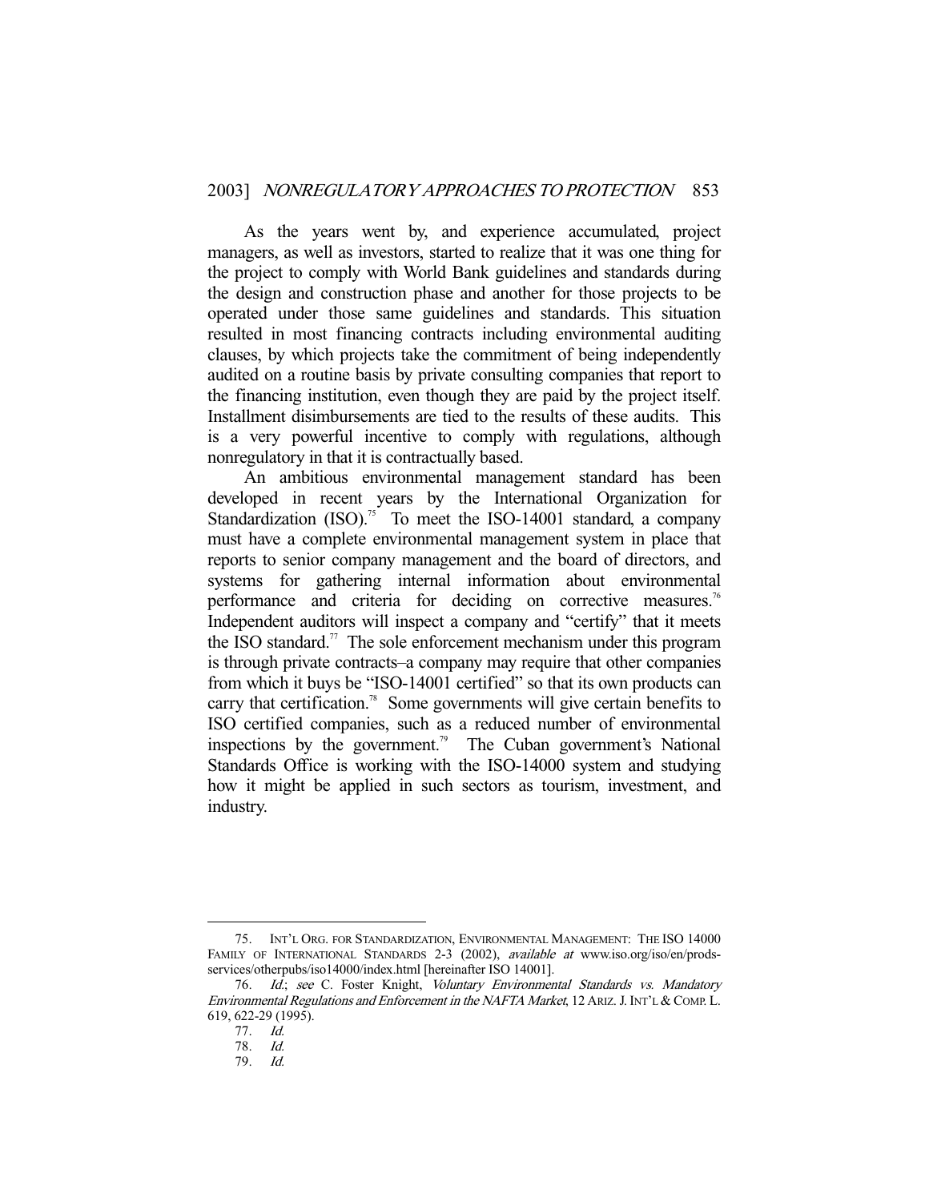As the years went by, and experience accumulated, project managers, as well as investors, started to realize that it was one thing for the project to comply with World Bank guidelines and standards during the design and construction phase and another for those projects to be operated under those same guidelines and standards. This situation resulted in most financing contracts including environmental auditing clauses, by which projects take the commitment of being independently audited on a routine basis by private consulting companies that report to the financing institution, even though they are paid by the project itself. Installment disimbursements are tied to the results of these audits. This is a very powerful incentive to comply with regulations, although nonregulatory in that it is contractually based.

An ambitious environmental management standard has been developed in recent years by the International Organization for Standardization (ISO).[75] To meet the ISO-14001 standard, a company must have a complete environmental management system in place that reports to senior company management and the board of directors, and systems for gathering internal information about environmental performance and criteria for deciding on corrective measures.[76] Independent auditors will inspect a company and "certify" that it meets the ISO standard.[77] The sole enforcement mechanism under this program is through private contracts–a company may require that other companies from which it buys be "ISO-14001 certified" so that its own products can carry that certification.[78] Some governments will give certain benefits to ISO certified companies, such as a reduced number of environmental inspections by the government.[79] The Cuban government's National Standards Office is working with the ISO-14000 system and studying how it might be applied in such sectors as tourism, investment, and industry.

---

75. INT'L ORG. FOR STANDARDIZATION, ENVIRONMENTAL MANAGEMENT: THE ISO 14000 FAMILY OF INTERNATIONAL STANDARDS 2-3 (2002), *available at* www.iso.org/iso/en/prods-services/otherpubs/iso14000/index.html [hereinafter ISO 14001].

76. *Id.*; *see* C. Foster Knight, *Voluntary Environmental Standards vs. Mandatory Environmental Regulations and Enforcement in the NAFTA Market*, 12 ARIZ. J. INT'L & COMP. L. 619, 622-29 (1995).

77. *Id.*

78. *Id.*

79. *Id.*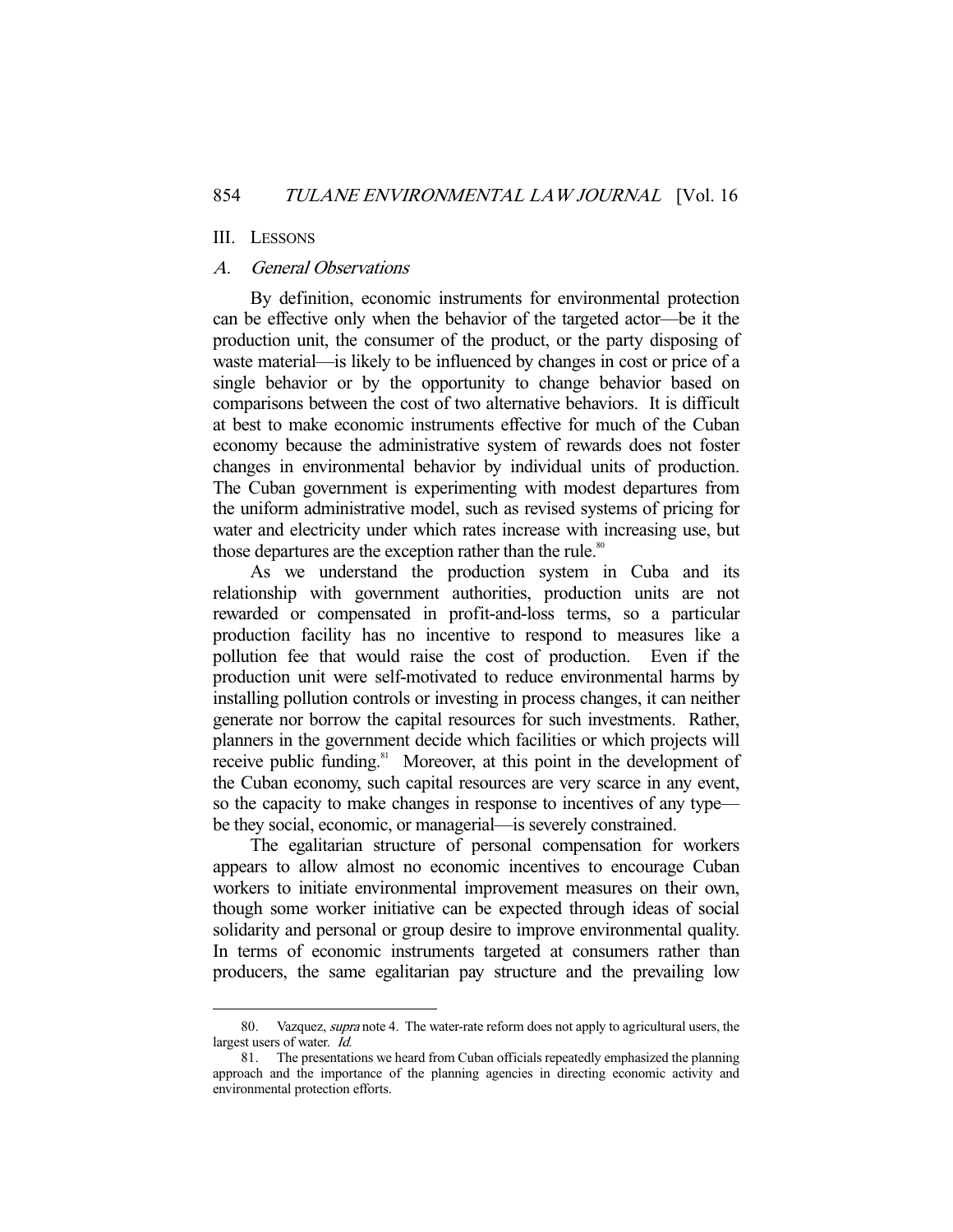## III. LESSONS

### *A. General Observations*

By definition, economic instruments for environmental protection can be effective only when the behavior of the targeted actor—be it the production unit, the consumer of the product, or the party disposing of waste material—is likely to be influenced by changes in cost or price of a single behavior or by the opportunity to change behavior based on comparisons between the cost of two alternative behaviors. It is difficult at best to make economic instruments effective for much of the Cuban economy because the administrative system of rewards does not foster changes in environmental behavior by individual units of production. The Cuban government is experimenting with modest departures from the uniform administrative model, such as revised systems of pricing for water and electricity under which rates increase with increasing use, but those departures are the exception rather than the rule.[80]

As we understand the production system in Cuba and its relationship with government authorities, production units are not rewarded or compensated in profit-and-loss terms, so a particular production facility has no incentive to respond to measures like a pollution fee that would raise the cost of production. Even if the production unit were self-motivated to reduce environmental harms by installing pollution controls or investing in process changes, it can neither generate nor borrow the capital resources for such investments. Rather, planners in the government decide which facilities or which projects will receive public funding.[81] Moreover, at this point in the development of the Cuban economy, such capital resources are very scarce in any event, so the capacity to make changes in response to incentives of any type—be they social, economic, or managerial—is severely constrained.

The egalitarian structure of personal compensation for workers appears to allow almost no economic incentives to encourage Cuban workers to initiate environmental improvement measures on their own, though some worker initiative can be expected through ideas of social solidarity and personal or group desire to improve environmental quality. In terms of economic instruments targeted at consumers rather than producers, the same egalitarian pay structure and the prevailing low

---

80. Vazquez, *supra* note 4. The water-rate reform does not apply to agricultural users, the largest users of water. *Id.*

81. The presentations we heard from Cuban officials repeatedly emphasized the planning approach and the importance of the planning agencies in directing economic activity and environmental protection efforts.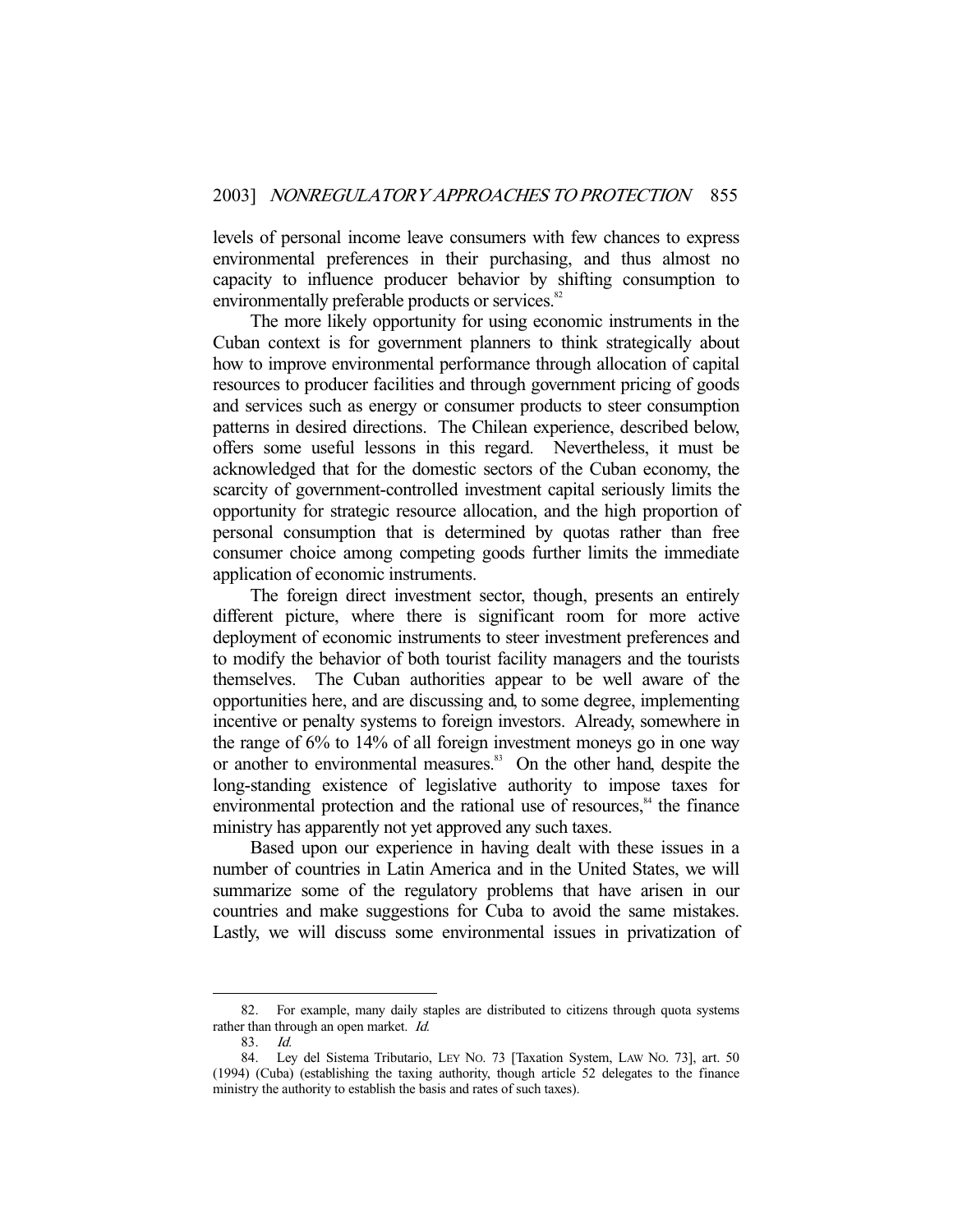levels of personal income leave consumers with few chances to express environmental preferences in their purchasing, and thus almost no capacity to influence producer behavior by shifting consumption to environmentally preferable products or services.[82]

The more likely opportunity for using economic instruments in the Cuban context is for government planners to think strategically about how to improve environmental performance through allocation of capital resources to producer facilities and through government pricing of goods and services such as energy or consumer products to steer consumption patterns in desired directions. The Chilean experience, described below, offers some useful lessons in this regard. Nevertheless, it must be acknowledged that for the domestic sectors of the Cuban economy, the scarcity of government-controlled investment capital seriously limits the opportunity for strategic resource allocation, and the high proportion of personal consumption that is determined by quotas rather than free consumer choice among competing goods further limits the immediate application of economic instruments.

The foreign direct investment sector, though, presents an entirely different picture, where there is significant room for more active deployment of economic instruments to steer investment preferences and to modify the behavior of both tourist facility managers and the tourists themselves. The Cuban authorities appear to be well aware of the opportunities here, and are discussing and, to some degree, implementing incentive or penalty systems to foreign investors. Already, somewhere in the range of 6% to 14% of all foreign investment moneys go in one way or another to environmental measures.[83] On the other hand, despite the long-standing existence of legislative authority to impose taxes for environmental protection and the rational use of resources,[84] the finance ministry has apparently not yet approved any such taxes.

Based upon our experience in having dealt with these issues in a number of countries in Latin America and in the United States, we will summarize some of the regulatory problems that have arisen in our countries and make suggestions for Cuba to avoid the same mistakes. Lastly, we will discuss some environmental issues in privatization of

---

82. For example, many daily staples are distributed to citizens through quota systems rather than through an open market. *Id.*

83. *Id.*

84. Ley del Sistema Tributario, LEY NO. 73 [Taxation System, LAW NO. 73], art. 50 (1994) (Cuba) (establishing the taxing authority, though article 52 delegates to the finance ministry the authority to establish the basis and rates of such taxes).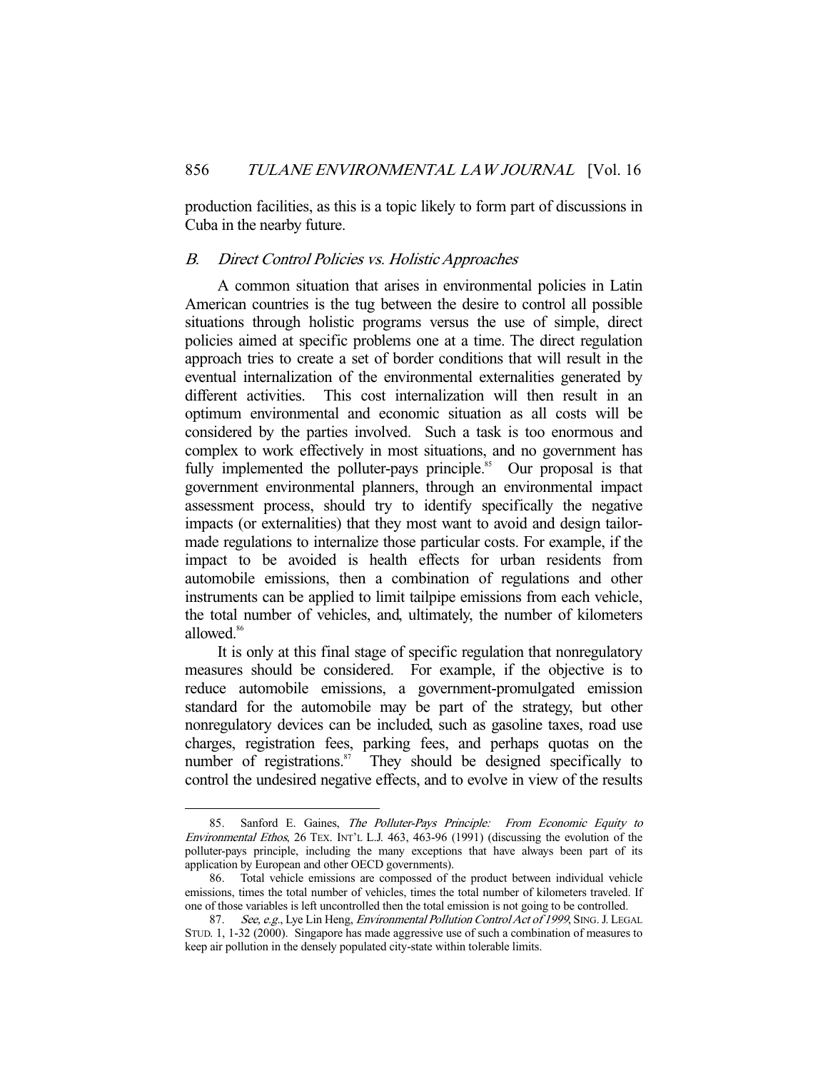production facilities, as this is a topic likely to form part of discussions in Cuba in the nearby future.

### *B. Direct Control Policies vs. Holistic Approaches*

A common situation that arises in environmental policies in Latin American countries is the tug between the desire to control all possible situations through holistic programs versus the use of simple, direct policies aimed at specific problems one at a time. The direct regulation approach tries to create a set of border conditions that will result in the eventual internalization of the environmental externalities generated by different activities. This cost internalization will then result in an optimum environmental and economic situation as all costs will be considered by the parties involved. Such a task is too enormous and complex to work effectively in most situations, and no government has fully implemented the polluter-pays principle.[85] Our proposal is that government environmental planners, through an environmental impact assessment process, should try to identify specifically the negative impacts (or externalities) that they most want to avoid and design tailor-made regulations to internalize those particular costs. For example, if the impact to be avoided is health effects for urban residents from automobile emissions, then a combination of regulations and other instruments can be applied to limit tailpipe emissions from each vehicle, the total number of vehicles, and, ultimately, the number of kilometers allowed.[86]

It is only at this final stage of specific regulation that nonregulatory measures should be considered. For example, if the objective is to reduce automobile emissions, a government-promulgated emission standard for the automobile may be part of the strategy, but other nonregulatory devices can be included, such as gasoline taxes, road use charges, registration fees, parking fees, and perhaps quotas on the number of registrations.[87] They should be designed specifically to control the undesired negative effects, and to evolve in view of the results

---

85. Sanford E. Gaines, *The Polluter-Pays Principle: From Economic Equity to Environmental Ethos*, 26 TEX. INT'L L.J. 463, 463-96 (1991) (discussing the evolution of the polluter-pays principle, including the many exceptions that have always been part of its application by European and other OECD governments).

86. Total vehicle emissions are compossed of the product between individual vehicle emissions, times the total number of vehicles, times the total number of kilometers traveled. If one of those variables is left uncontrolled then the total emission is not going to be controlled.

87. *See, e.g.*, Lye Lin Heng, *Environmental Pollution Control Act of 1999*, SING. J. LEGAL STUD. 1, 1-32 (2000). Singapore has made aggressive use of such a combination of measures to keep air pollution in the densely populated city-state within tolerable limits.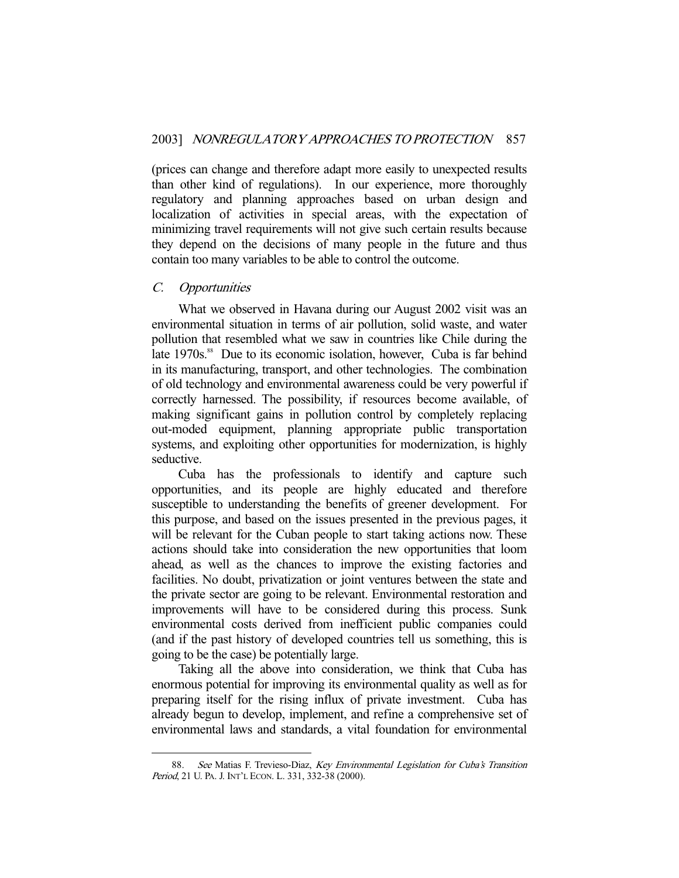(prices can change and therefore adapt more easily to unexpected results than other kind of regulations). In our experience, more thoroughly regulatory and planning approaches based on urban design and localization of activities in special areas, with the expectation of minimizing travel requirements will not give such certain results because they depend on the decisions of many people in the future and thus contain too many variables to be able to control the outcome.

### *C. Opportunities*

What we observed in Havana during our August 2002 visit was an environmental situation in terms of air pollution, solid waste, and water pollution that resembled what we saw in countries like Chile during the late 1970s.[88] Due to its economic isolation, however, Cuba is far behind in its manufacturing, transport, and other technologies. The combination of old technology and environmental awareness could be very powerful if correctly harnessed. The possibility, if resources become available, of making significant gains in pollution control by completely replacing out-moded equipment, planning appropriate public transportation systems, and exploiting other opportunities for modernization, is highly seductive.

Cuba has the professionals to identify and capture such opportunities, and its people are highly educated and therefore susceptible to understanding the benefits of greener development. For this purpose, and based on the issues presented in the previous pages, it will be relevant for the Cuban people to start taking actions now. These actions should take into consideration the new opportunities that loom ahead, as well as the chances to improve the existing factories and facilities. No doubt, privatization or joint ventures between the state and the private sector are going to be relevant. Environmental restoration and improvements will have to be considered during this process. Sunk environmental costs derived from inefficient public companies could (and if the past history of developed countries tell us something, this is going to be the case) be potentially large.

Taking all the above into consideration, we think that Cuba has enormous potential for improving its environmental quality as well as for preparing itself for the rising influx of private investment. Cuba has already begun to develop, implement, and refine a comprehensive set of environmental laws and standards, a vital foundation for environmental

---

88. *See* Matias F. Trevieso-Diaz, *Key Environmental Legislation for Cuba's Transition Period*, 21 U. PA. J. INT'L ECON. L. 331, 332-38 (2000).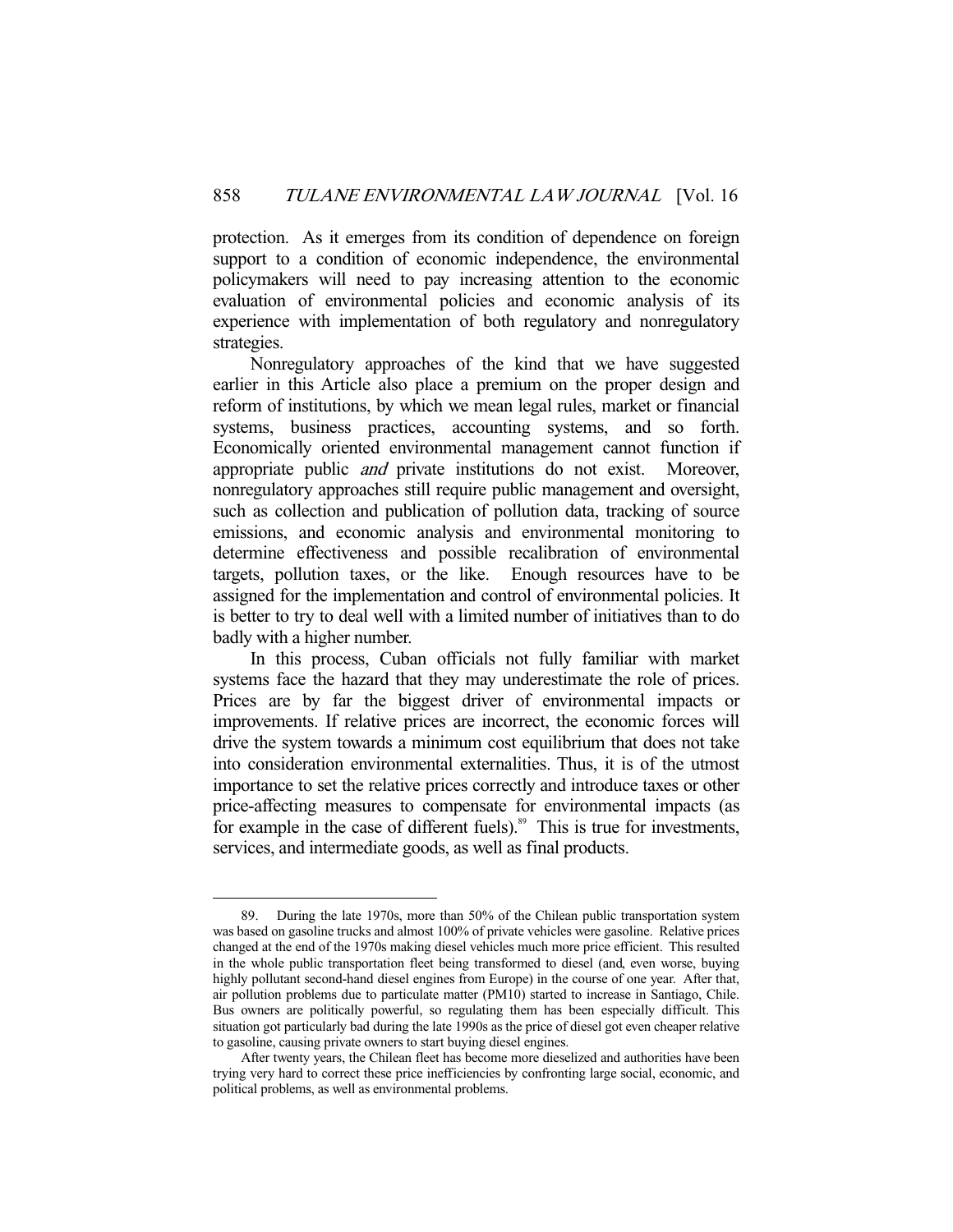protection. As it emerges from its condition of dependence on foreign support to a condition of economic independence, the environmental policymakers will need to pay increasing attention to the economic evaluation of environmental policies and economic analysis of its experience with implementation of both regulatory and nonregulatory strategies.

Nonregulatory approaches of the kind that we have suggested earlier in this Article also place a premium on the proper design and reform of institutions, by which we mean legal rules, market or financial systems, business practices, accounting systems, and so forth. Economically oriented environmental management cannot function if appropriate public *and* private institutions do not exist. Moreover, nonregulatory approaches still require public management and oversight, such as collection and publication of pollution data, tracking of source emissions, and economic analysis and environmental monitoring to determine effectiveness and possible recalibration of environmental targets, pollution taxes, or the like. Enough resources have to be assigned for the implementation and control of environmental policies. It is better to try to deal well with a limited number of initiatives than to do badly with a higher number.

In this process, Cuban officials not fully familiar with market systems face the hazard that they may underestimate the role of prices. Prices are by far the biggest driver of environmental impacts or improvements. If relative prices are incorrect, the economic forces will drive the system towards a minimum cost equilibrium that does not take into consideration environmental externalities. Thus, it is of the utmost importance to set the relative prices correctly and introduce taxes or other price-affecting measures to compensate for environmental impacts (as for example in the case of different fuels).[89] This is true for investments, services, and intermediate goods, as well as final products.

---

89. During the late 1970s, more than 50% of the Chilean public transportation system was based on gasoline trucks and almost 100% of private vehicles were gasoline. Relative prices changed at the end of the 1970s making diesel vehicles much more price efficient. This resulted in the whole public transportation fleet being transformed to diesel (and, even worse, buying highly pollutant second-hand diesel engines from Europe) in the course of one year. After that, air pollution problems due to particulate matter (PM10) started to increase in Santiago, Chile. Bus owners are politically powerful, so regulating them has been especially difficult. This situation got particularly bad during the late 1990s as the price of diesel got even cheaper relative to gasoline, causing private owners to start buying diesel engines.

After twenty years, the Chilean fleet has become more dieselized and authorities have been trying very hard to correct these price inefficiencies by confronting large social, economic, and political problems, as well as environmental problems.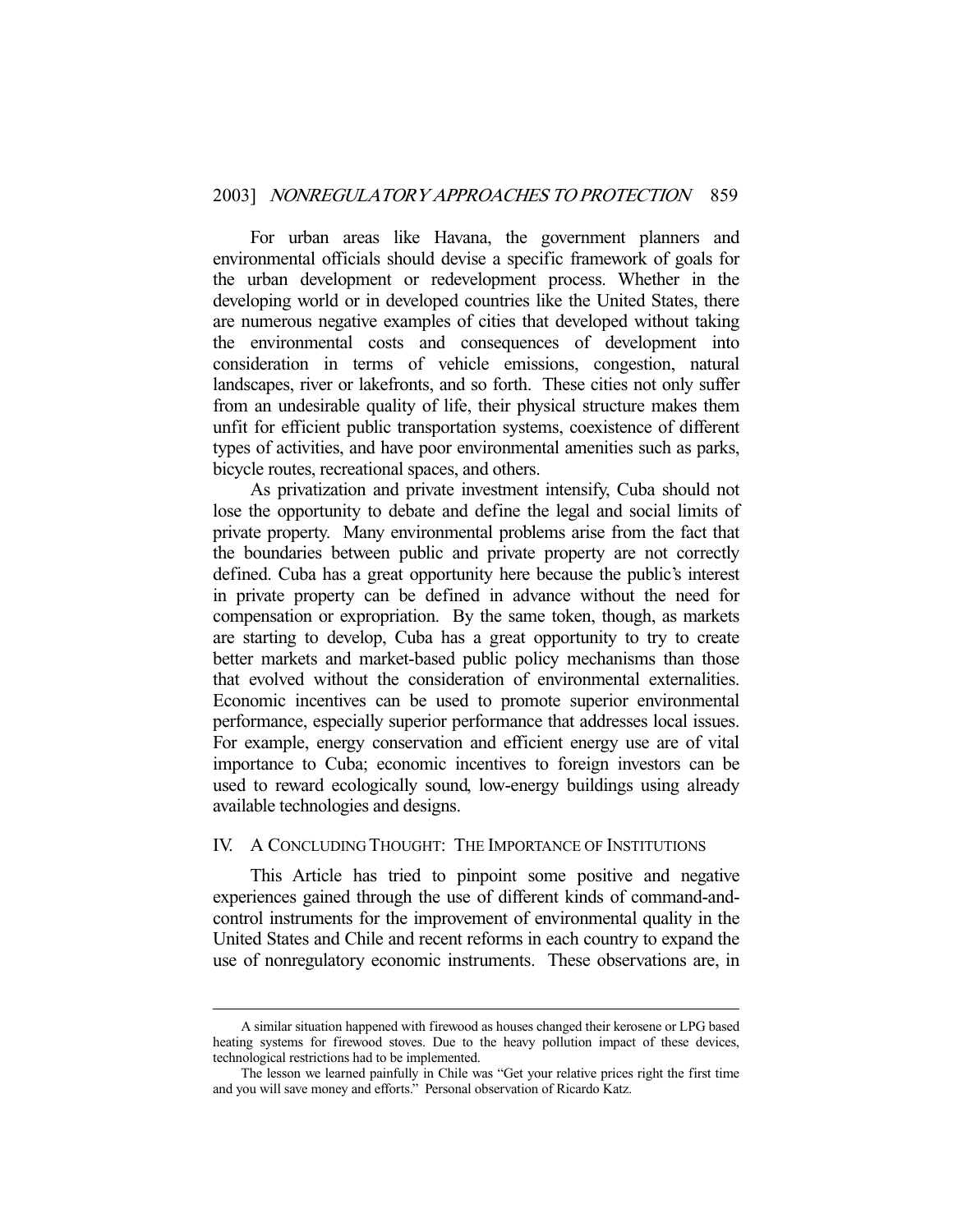For urban areas like Havana, the government planners and environmental officials should devise a specific framework of goals for the urban development or redevelopment process. Whether in the developing world or in developed countries like the United States, there are numerous negative examples of cities that developed without taking the environmental costs and consequences of development into consideration in terms of vehicle emissions, congestion, natural landscapes, river or lakefronts, and so forth. These cities not only suffer from an undesirable quality of life, their physical structure makes them unfit for efficient public transportation systems, coexistence of different types of activities, and have poor environmental amenities such as parks, bicycle routes, recreational spaces, and others.

As privatization and private investment intensify, Cuba should not lose the opportunity to debate and define the legal and social limits of private property. Many environmental problems arise from the fact that the boundaries between public and private property are not correctly defined. Cuba has a great opportunity here because the public's interest in private property can be defined in advance without the need for compensation or expropriation. By the same token, though, as markets are starting to develop, Cuba has a great opportunity to try to create better markets and market-based public policy mechanisms than those that evolved without the consideration of environmental externalities. Economic incentives can be used to promote superior environmental performance, especially superior performance that addresses local issues. For example, energy conservation and efficient energy use are of vital importance to Cuba; economic incentives to foreign investors can be used to reward ecologically sound, low-energy buildings using already available technologies and designs.

## IV. A CONCLUDING THOUGHT: THE IMPORTANCE OF INSTITUTIONS

This Article has tried to pinpoint some positive and negative experiences gained through the use of different kinds of command-and-control instruments for the improvement of environmental quality in the United States and Chile and recent reforms in each country to expand the use of nonregulatory economic instruments. These observations are, in

---

A similar situation happened with firewood as houses changed their kerosene or LPG based heating systems for firewood stoves. Due to the heavy pollution impact of these devices, technological restrictions had to be implemented.

The lesson we learned painfully in Chile was "Get your relative prices right the first time and you will save money and efforts." Personal observation of Ricardo Katz.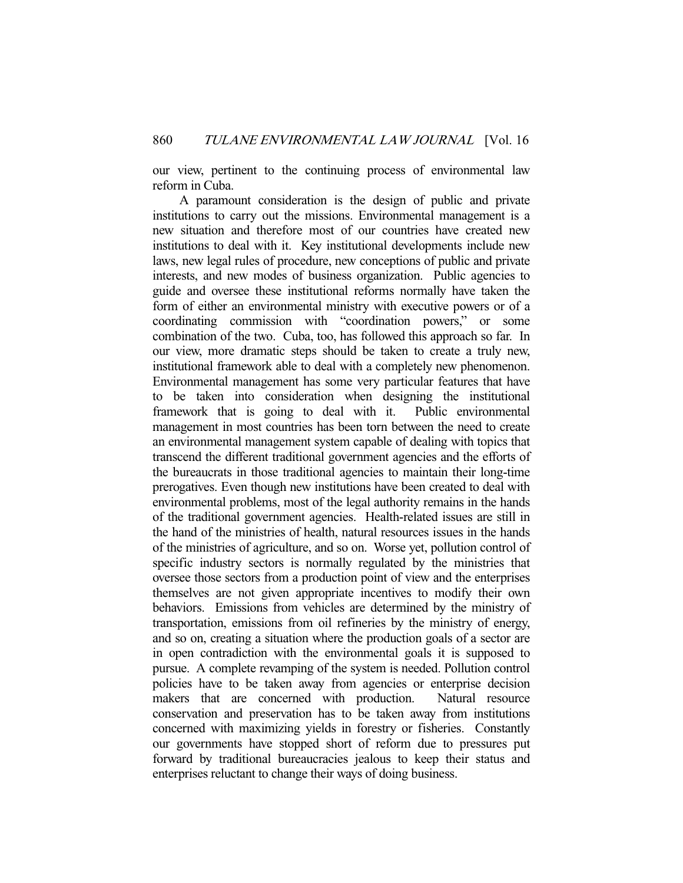our view, pertinent to the continuing process of environmental law reform in Cuba.

A paramount consideration is the design of public and private institutions to carry out the missions. Environmental management is a new situation and therefore most of our countries have created new institutions to deal with it. Key institutional developments include new laws, new legal rules of procedure, new conceptions of public and private interests, and new modes of business organization. Public agencies to guide and oversee these institutional reforms normally have taken the form of either an environmental ministry with executive powers or of a coordinating commission with "coordination powers," or some combination of the two. Cuba, too, has followed this approach so far. In our view, more dramatic steps should be taken to create a truly new, institutional framework able to deal with a completely new phenomenon. Environmental management has some very particular features that have to be taken into consideration when designing the institutional framework that is going to deal with it. Public environmental management in most countries has been torn between the need to create an environmental management system capable of dealing with topics that transcend the different traditional government agencies and the efforts of the bureaucrats in those traditional agencies to maintain their long-time prerogatives. Even though new institutions have been created to deal with environmental problems, most of the legal authority remains in the hands of the traditional government agencies. Health-related issues are still in the hand of the ministries of health, natural resources issues in the hands of the ministries of agriculture, and so on. Worse yet, pollution control of specific industry sectors is normally regulated by the ministries that oversee those sectors from a production point of view and the enterprises themselves are not given appropriate incentives to modify their own behaviors. Emissions from vehicles are determined by the ministry of transportation, emissions from oil refineries by the ministry of energy, and so on, creating a situation where the production goals of a sector are in open contradiction with the environmental goals it is supposed to pursue. A complete revamping of the system is needed. Pollution control policies have to be taken away from agencies or enterprise decision makers that are concerned with production. Natural resource conservation and preservation has to be taken away from institutions concerned with maximizing yields in forestry or fisheries. Constantly our governments have stopped short of reform due to pressures put forward by traditional bureaucracies jealous to keep their status and enterprises reluctant to change their ways of doing business.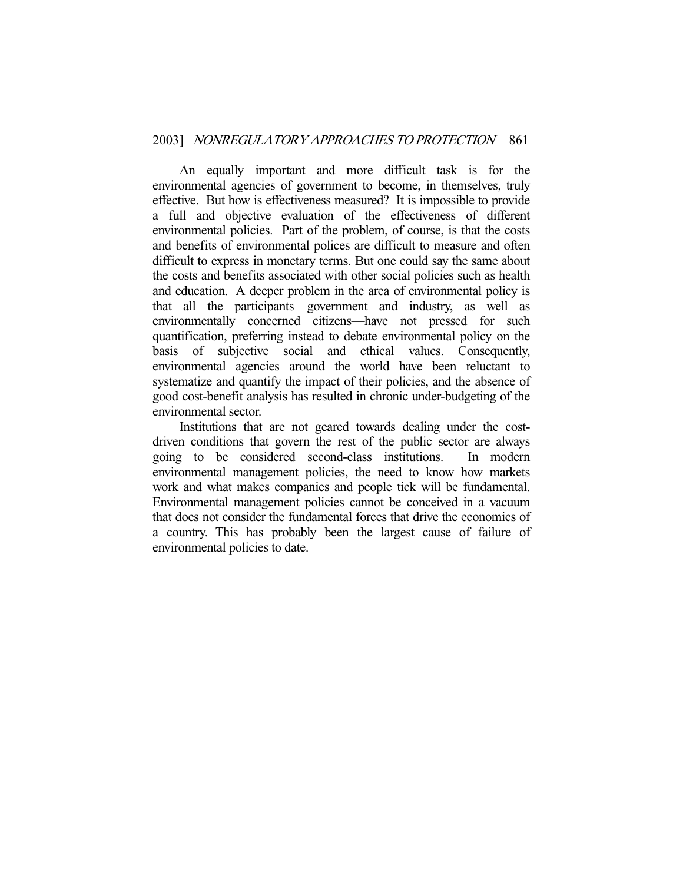An equally important and more difficult task is for the environmental agencies of government to become, in themselves, truly effective. But how is effectiveness measured? It is impossible to provide a full and objective evaluation of the effectiveness of different environmental policies. Part of the problem, of course, is that the costs and benefits of environmental polices are difficult to measure and often difficult to express in monetary terms. But one could say the same about the costs and benefits associated with other social policies such as health and education. A deeper problem in the area of environmental policy is that all the participants—government and industry, as well as environmentally concerned citizens—have not pressed for such quantification, preferring instead to debate environmental policy on the basis of subjective social and ethical values. Consequently, environmental agencies around the world have been reluctant to systematize and quantify the impact of their policies, and the absence of good cost-benefit analysis has resulted in chronic under-budgeting of the environmental sector.

Institutions that are not geared towards dealing under the cost-driven conditions that govern the rest of the public sector are always going to be considered second-class institutions. In modern environmental management policies, the need to know how markets work and what makes companies and people tick will be fundamental. Environmental management policies cannot be conceived in a vacuum that does not consider the fundamental forces that drive the economics of a country. This has probably been the largest cause of failure of environmental policies to date.